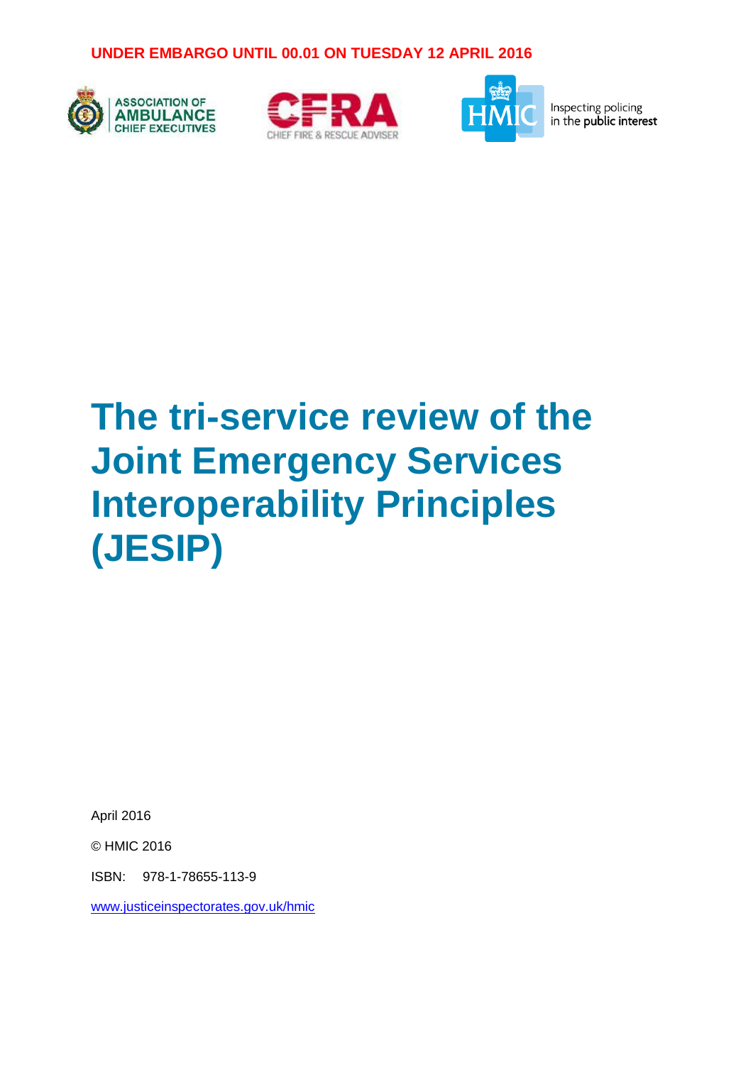**UNDER EMBARGO UNTIL 00.01 ON TUESDAY 12 APRIL 2016**

ASSOCIATION OF AMBULANCE CHIEF EXECUTIVES

CFRA CHIEF FIRE & RESCUE ADVISER

HMIC Inspecting policing in the public interest

# The tri-service review of the Joint Emergency Services Interoperability Principles (JESIP)

April 2016

© HMIC 2016

ISBN: 978-1-78655-113-9

www.justiceinspectorates.gov.uk/hmic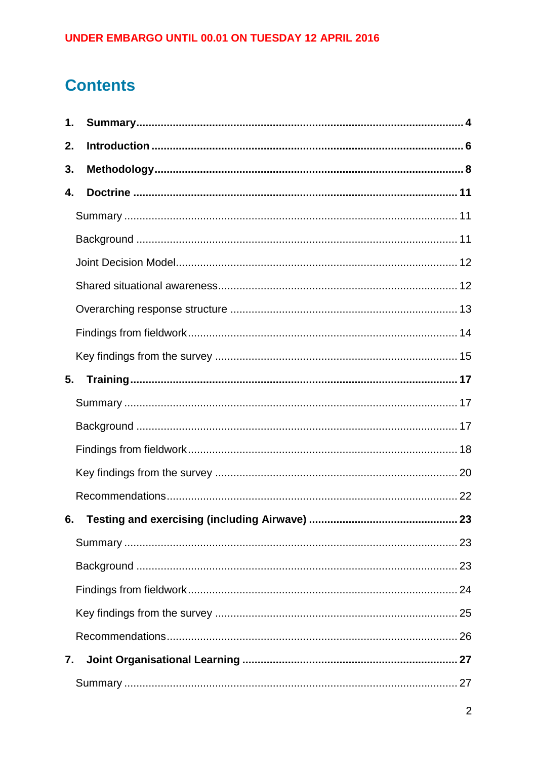UNDER EMBARGO UNTIL 00.01 ON TUESDAY 12 APRIL 2016

# Contents

**1. Summary** ........................................................ **4**

**2. Introduction** ........................................................ **6**

**3. Methodology** ........................................................ **8**

**4. Doctrine** ........................................................ **11**

- Summary ........................................................ 11
- Background ........................................................ 11
- Joint Decision Model ........................................................ 12
- Shared situational awareness ........................................................ 12
- Overarching response structure ........................................................ 13
- Findings from fieldwork ........................................................ 14
- Key findings from the survey ........................................................ 15

**5. Training** ........................................................ **17**

- Summary ........................................................ 17
- Background ........................................................ 17
- Findings from fieldwork ........................................................ 18
- Key findings from the survey ........................................................ 20
- Recommendations ........................................................ 22

**6. Testing and exercising (including Airwave)** ........................................................ **23**

- Summary ........................................................ 23
- Background ........................................................ 23
- Findings from fieldwork ........................................................ 24
- Key findings from the survey ........................................................ 25
- Recommendations ........................................................ 26

**7. Joint Organisational Learning** ........................................................ **27**

- Summary ........................................................ 27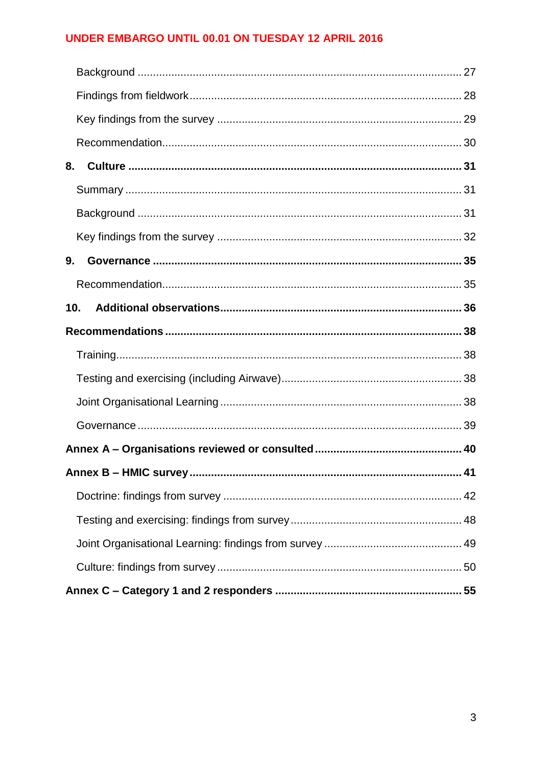Background .......... 27

Findings from fieldwork .......... 28

Key findings from the survey .......... 29

Recommendation .......... 30

**8. Culture .......... 31**

Summary .......... 31

Background .......... 31

Key findings from the survey .......... 32

**9. Governance .......... 35**

Recommendation .......... 35

**10. Additional observations .......... 36**

**Recommendations .......... 38**

Training .......... 38

Testing and exercising (including Airwave) .......... 38

Joint Organisational Learning .......... 38

Governance .......... 39

**Annex A – Organisations reviewed or consulted .......... 40**

**Annex B – HMIC survey .......... 41**

Doctrine: findings from survey .......... 42

Testing and exercising: findings from survey .......... 48

Joint Organisational Learning: findings from survey .......... 49

Culture: findings from survey .......... 50

**Annex C – Category 1 and 2 responders .......... 55**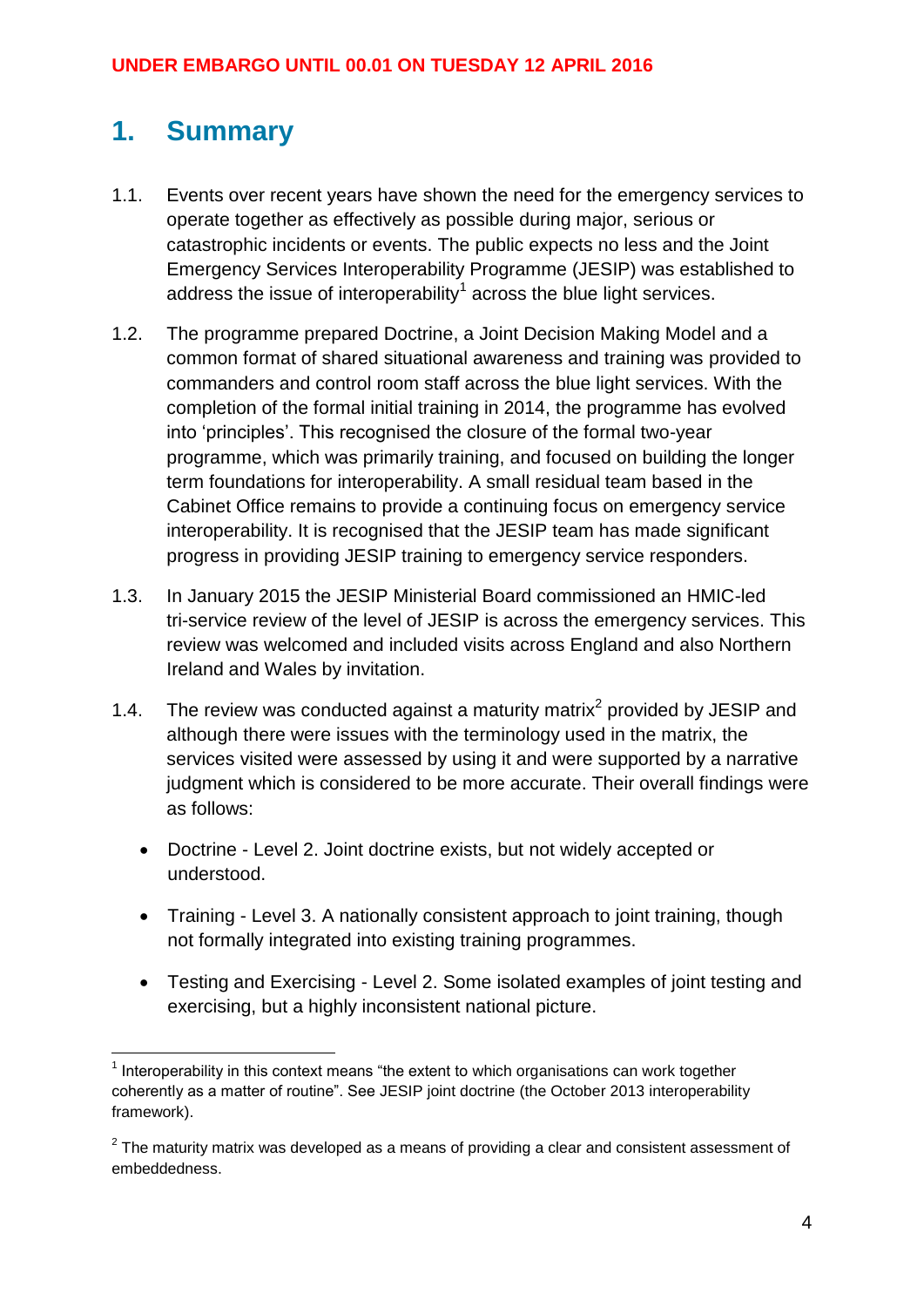UNDER EMBARGO UNTIL 00.01 ON TUESDAY 12 APRIL 2016

# 1. Summary

1.1. Events over recent years have shown the need for the emergency services to operate together as effectively as possible during major, serious or catastrophic incidents or events. The public expects no less and the Joint Emergency Services Interoperability Programme (JESIP) was established to address the issue of interoperability[1] across the blue light services.

1.2. The programme prepared Doctrine, a Joint Decision Making Model and a common format of shared situational awareness and training was provided to commanders and control room staff across the blue light services. With the completion of the formal initial training in 2014, the programme has evolved into 'principles'. This recognised the closure of the formal two-year programme, which was primarily training, and focused on building the longer term foundations for interoperability. A small residual team based in the Cabinet Office remains to provide a continuing focus on emergency service interoperability. It is recognised that the JESIP team has made significant progress in providing JESIP training to emergency service responders.

1.3. In January 2015 the JESIP Ministerial Board commissioned an HMIC-led tri-service review of the level of JESIP is across the emergency services. This review was welcomed and included visits across England and also Northern Ireland and Wales by invitation.

1.4. The review was conducted against a maturity matrix[2] provided by JESIP and although there were issues with the terminology used in the matrix, the services visited were assessed by using it and were supported by a narrative judgment which is considered to be more accurate. Their overall findings were as follows:

- Doctrine - Level 2. Joint doctrine exists, but not widely accepted or understood.
- Training - Level 3. A nationally consistent approach to joint training, though not formally integrated into existing training programmes.
- Testing and Exercising - Level 2. Some isolated examples of joint testing and exercising, but a highly inconsistent national picture.

[1] Interoperability in this context means "the extent to which organisations can work together coherently as a matter of routine". See JESIP joint doctrine (the October 2013 interoperability framework).

[2] The maturity matrix was developed as a means of providing a clear and consistent assessment of embeddedness.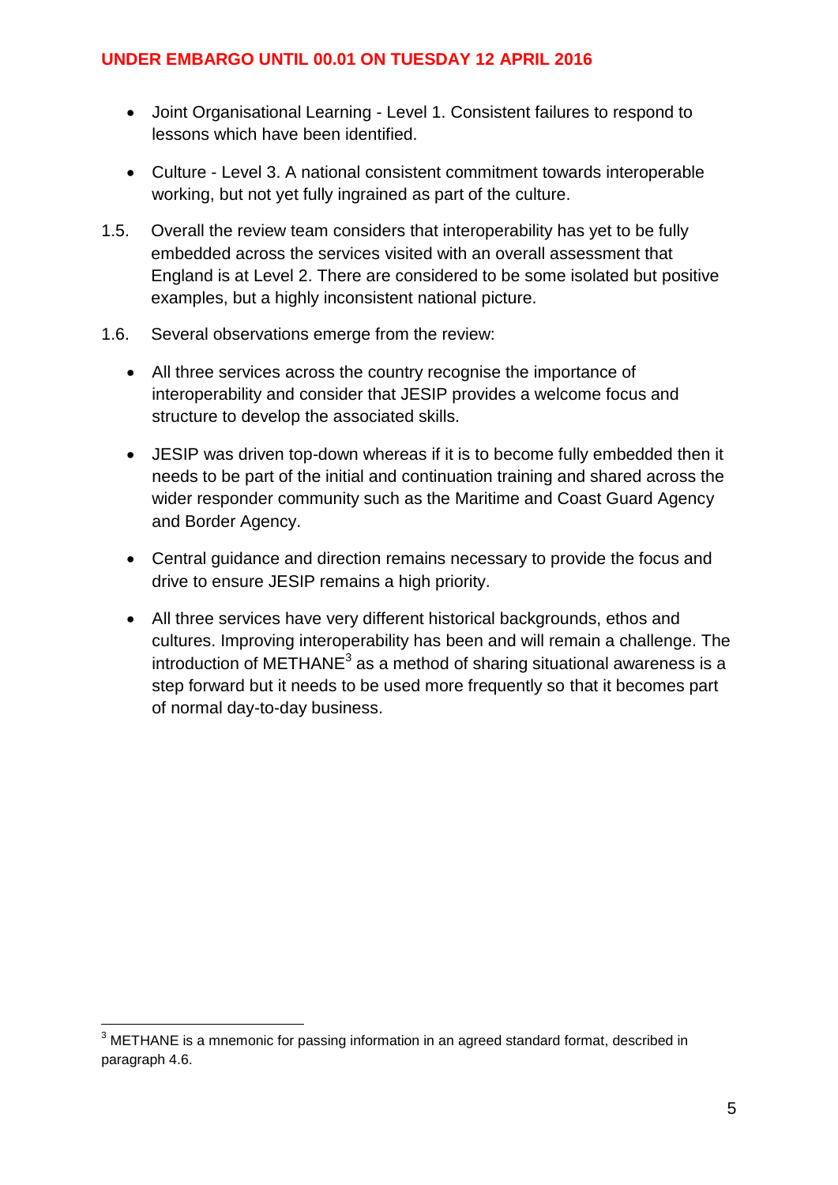- Joint Organisational Learning - Level 1. Consistent failures to respond to lessons which have been identified.

- Culture - Level 3. A national consistent commitment towards interoperable working, but not yet fully ingrained as part of the culture.

1.5. Overall the review team considers that interoperability has yet to be fully embedded across the services visited with an overall assessment that England is at Level 2. There are considered to be some isolated but positive examples, but a highly inconsistent national picture.

1.6. Several observations emerge from the review:

- All three services across the country recognise the importance of interoperability and consider that JESIP provides a welcome focus and structure to develop the associated skills.

- JESIP was driven top-down whereas if it is to become fully embedded then it needs to be part of the initial and continuation training and shared across the wider responder community such as the Maritime and Coast Guard Agency and Border Agency.

- Central guidance and direction remains necessary to provide the focus and drive to ensure JESIP remains a high priority.

- All three services have very different historical backgrounds, ethos and cultures. Improving interoperability has been and will remain a challenge. The introduction of METHANE[3] as a method of sharing situational awareness is a step forward but it needs to be used more frequently so that it becomes part of normal day-to-day business.

---

[3] METHANE is a mnemonic for passing information in an agreed standard format, described in paragraph 4.6.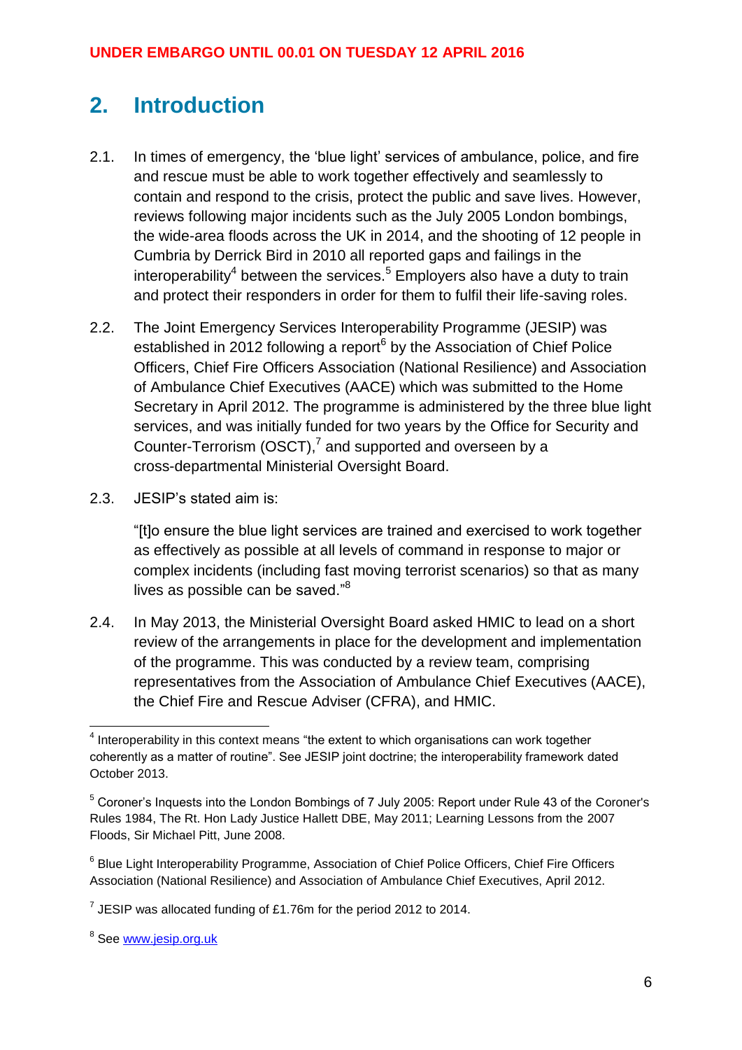UNDER EMBARGO UNTIL 00.01 ON TUESDAY 12 APRIL 2016

## 2. Introduction

2.1. In times of emergency, the 'blue light' services of ambulance, police, and fire and rescue must be able to work together effectively and seamlessly to contain and respond to the crisis, protect the public and save lives. However, reviews following major incidents such as the July 2005 London bombings, the wide-area floods across the UK in 2014, and the shooting of 12 people in Cumbria by Derrick Bird in 2010 all reported gaps and failings in the interoperability[4] between the services.[5] Employers also have a duty to train and protect their responders in order for them to fulfil their life-saving roles.

2.2. The Joint Emergency Services Interoperability Programme (JESIP) was established in 2012 following a report[6] by the Association of Chief Police Officers, Chief Fire Officers Association (National Resilience) and Association of Ambulance Chief Executives (AACE) which was submitted to the Home Secretary in April 2012. The programme is administered by the three blue light services, and was initially funded for two years by the Office for Security and Counter-Terrorism (OSCT),[7] and supported and overseen by a cross-departmental Ministerial Oversight Board.

2.3. JESIP's stated aim is:

> "[t]o ensure the blue light services are trained and exercised to work together as effectively as possible at all levels of command in response to major or complex incidents (including fast moving terrorist scenarios) so that as many lives as possible can be saved."[8]

2.4. In May 2013, the Ministerial Oversight Board asked HMIC to lead on a short review of the arrangements in place for the development and implementation of the programme. This was conducted by a review team, comprising representatives from the Association of Ambulance Chief Executives (AACE), the Chief Fire and Rescue Adviser (CFRA), and HMIC.

---

[4] Interoperability in this context means "the extent to which organisations can work together coherently as a matter of routine". See JESIP joint doctrine; the interoperability framework dated October 2013.

[5] Coroner's Inquests into the London Bombings of 7 July 2005: Report under Rule 43 of the Coroner's Rules 1984, The Rt. Hon Lady Justice Hallett DBE, May 2011; Learning Lessons from the 2007 Floods, Sir Michael Pitt, June 2008.

[6] Blue Light Interoperability Programme, Association of Chief Police Officers, Chief Fire Officers Association (National Resilience) and Association of Ambulance Chief Executives, April 2012.

[7] JESIP was allocated funding of £1.76m for the period 2012 to 2014.

[8] See www.jesip.org.uk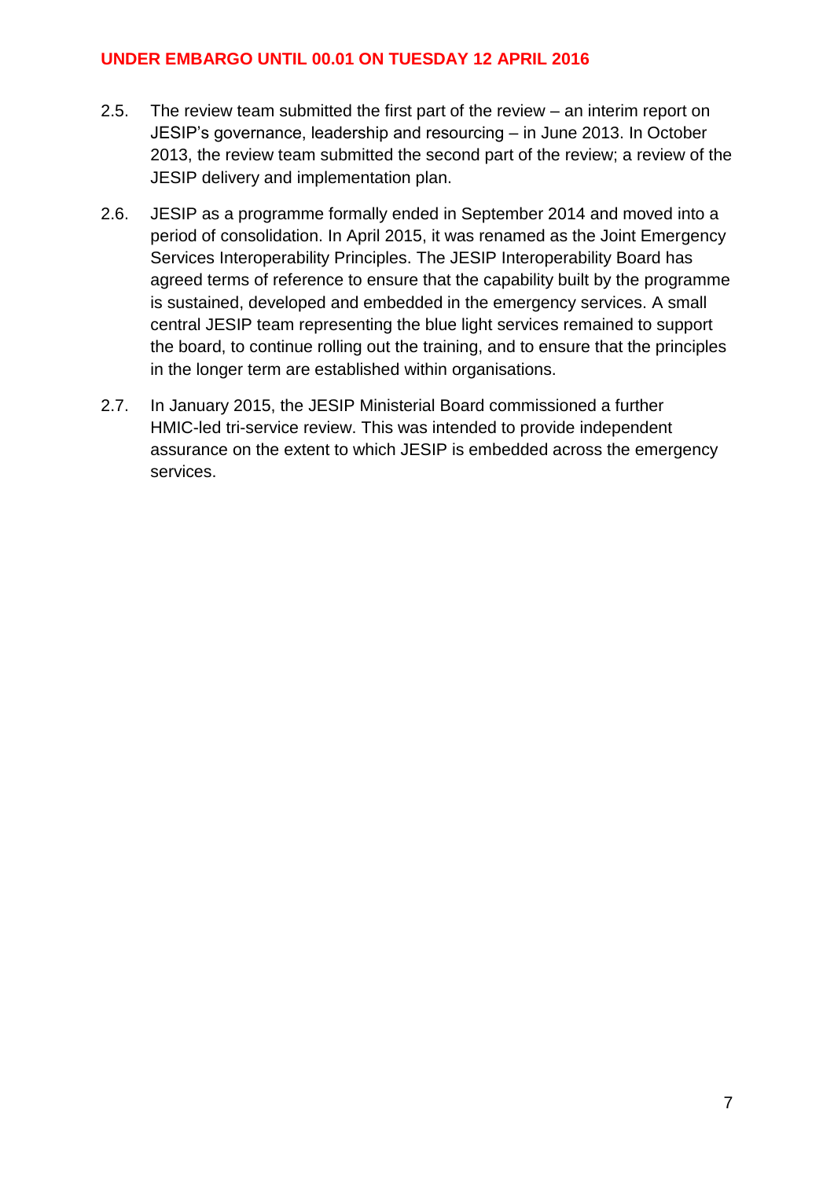2.5. The review team submitted the first part of the review – an interim report on JESIP's governance, leadership and resourcing – in June 2013. In October 2013, the review team submitted the second part of the review; a review of the JESIP delivery and implementation plan.

2.6. JESIP as a programme formally ended in September 2014 and moved into a period of consolidation. In April 2015, it was renamed as the Joint Emergency Services Interoperability Principles. The JESIP Interoperability Board has agreed terms of reference to ensure that the capability built by the programme is sustained, developed and embedded in the emergency services. A small central JESIP team representing the blue light services remained to support the board, to continue rolling out the training, and to ensure that the principles in the longer term are established within organisations.

2.7. In January 2015, the JESIP Ministerial Board commissioned a further HMIC-led tri-service review. This was intended to provide independent assurance on the extent to which JESIP is embedded across the emergency services.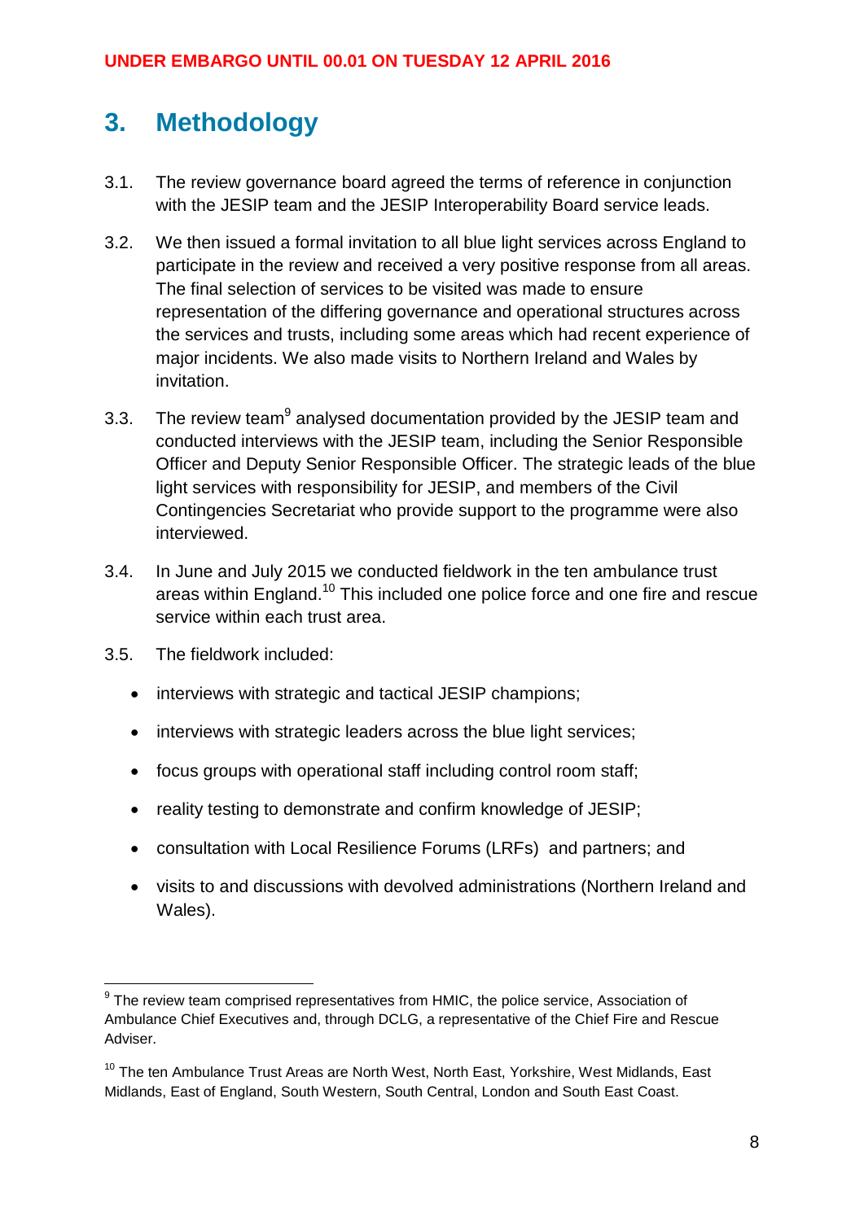# 3. Methodology

3.1. The review governance board agreed the terms of reference in conjunction with the JESIP team and the JESIP Interoperability Board service leads.

3.2. We then issued a formal invitation to all blue light services across England to participate in the review and received a very positive response from all areas. The final selection of services to be visited was made to ensure representation of the differing governance and operational structures across the services and trusts, including some areas which had recent experience of major incidents. We also made visits to Northern Ireland and Wales by invitation.

3.3. The review team[9] analysed documentation provided by the JESIP team and conducted interviews with the JESIP team, including the Senior Responsible Officer and Deputy Senior Responsible Officer. The strategic leads of the blue light services with responsibility for JESIP, and members of the Civil Contingencies Secretariat who provide support to the programme were also interviewed.

3.4. In June and July 2015 we conducted fieldwork in the ten ambulance trust areas within England.[10] This included one police force and one fire and rescue service within each trust area.

3.5. The fieldwork included:

- interviews with strategic and tactical JESIP champions;
- interviews with strategic leaders across the blue light services;
- focus groups with operational staff including control room staff;
- reality testing to demonstrate and confirm knowledge of JESIP;
- consultation with Local Resilience Forums (LRFs) and partners; and
- visits to and discussions with devolved administrations (Northern Ireland and Wales).

---

[9] The review team comprised representatives from HMIC, the police service, Association of Ambulance Chief Executives and, through DCLG, a representative of the Chief Fire and Rescue Adviser.

[10] The ten Ambulance Trust Areas are North West, North East, Yorkshire, West Midlands, East Midlands, East of England, South Western, South Central, London and South East Coast.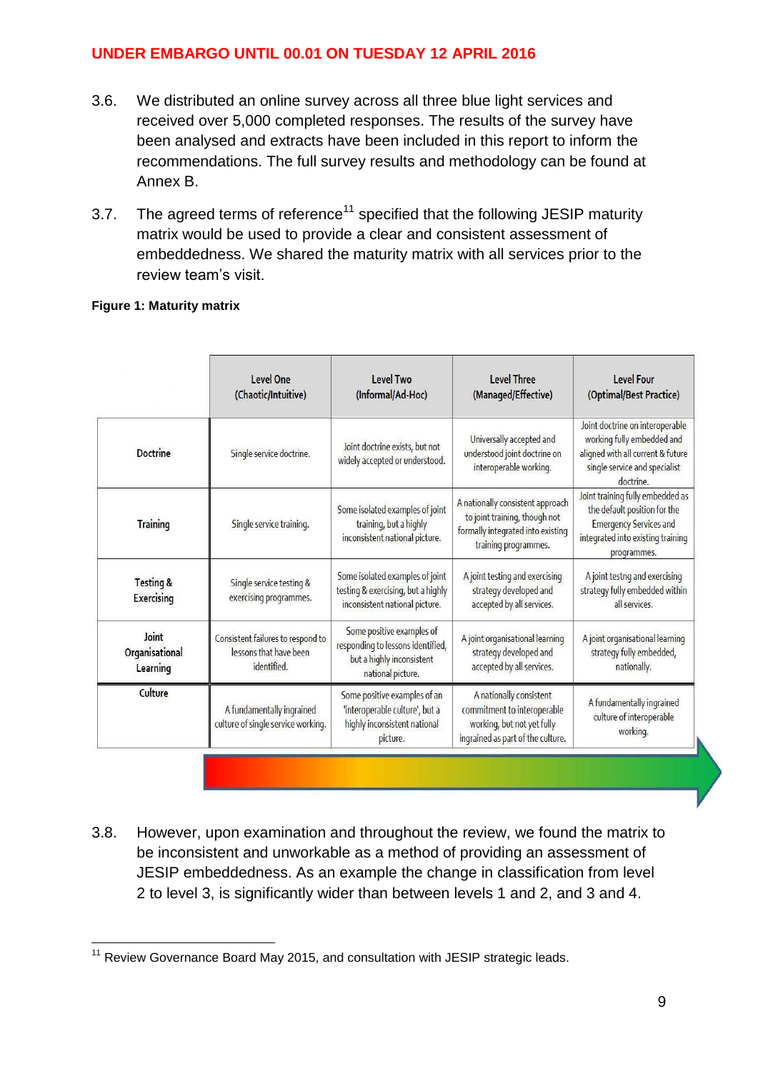**UNDER EMBARGO UNTIL 00.01 ON TUESDAY 12 APRIL 2016**

3.6. We distributed an online survey across all three blue light services and received over 5,000 completed responses. The results of the survey have been analysed and extracts have been included in this report to inform the recommendations. The full survey results and methodology can be found at Annex B.

3.7. The agreed terms of reference[11] specified that the following JESIP maturity matrix would be used to provide a clear and consistent assessment of embeddedness. We shared the maturity matrix with all services prior to the review team's visit.

**Figure 1: Maturity matrix**

| | Level One (Chaotic/Intuitive) | Level Two (Informal/Ad-Hoc) | Level Three (Managed/Effective) | Level Four (Optimal/Best Practice) |
|---|---|---|---|---|
| Doctrine | Single service doctrine. | Joint doctrine exists, but not widely accepted or understood. | Universally accepted and understood joint doctrine on interoperable working. | Joint doctrine on interoperable working fully embedded and aligned with all current & future single service and specialist doctrine. |
| Training | Single service training. | Some isolated examples of joint training, but a highly inconsistent national picture. | A nationally consistent approach to joint training, though not formally integrated into existing training programmes. | Joint training fully embedded as the default position for the Emergency Services and integrated into existing training programmes. |
| Testing & Exercising | Single service testing & exercising programmes. | Some isolated examples of joint testing & exercising, but a highly inconsistent national picture. | A joint testing and exercising strategy developed and accepted by all services. | A joint testng and exercising strategy fully embedded within all services. |
| Joint Organisational Learning | Consistent failures to respond to lessons that have been identified. | Some positive examples of responding to lessons identified, but a highly inconsistent national picture. | A joint organisational learning strategy developed and accepted by all services. | A joint organisational learning strategy fully embedded, nationally. |
| Culture | A fundamentally ingrained culture of single service working. | Some positive examples of an 'interoperable culture', but a highly inconsistent national picture. | A nationally consistent commitment to interoperable working, but not yet fully ingrained as part of the culture. | A fundamentally ingrained culture of interoperable working. |

3.8. However, upon examination and throughout the review, we found the matrix to be inconsistent and unworkable as a method of providing an assessment of JESIP embeddedness. As an example the change in classification from level 2 to level 3, is significantly wider than between levels 1 and 2, and 3 and 4.

[11] Review Governance Board May 2015, and consultation with JESIP strategic leads.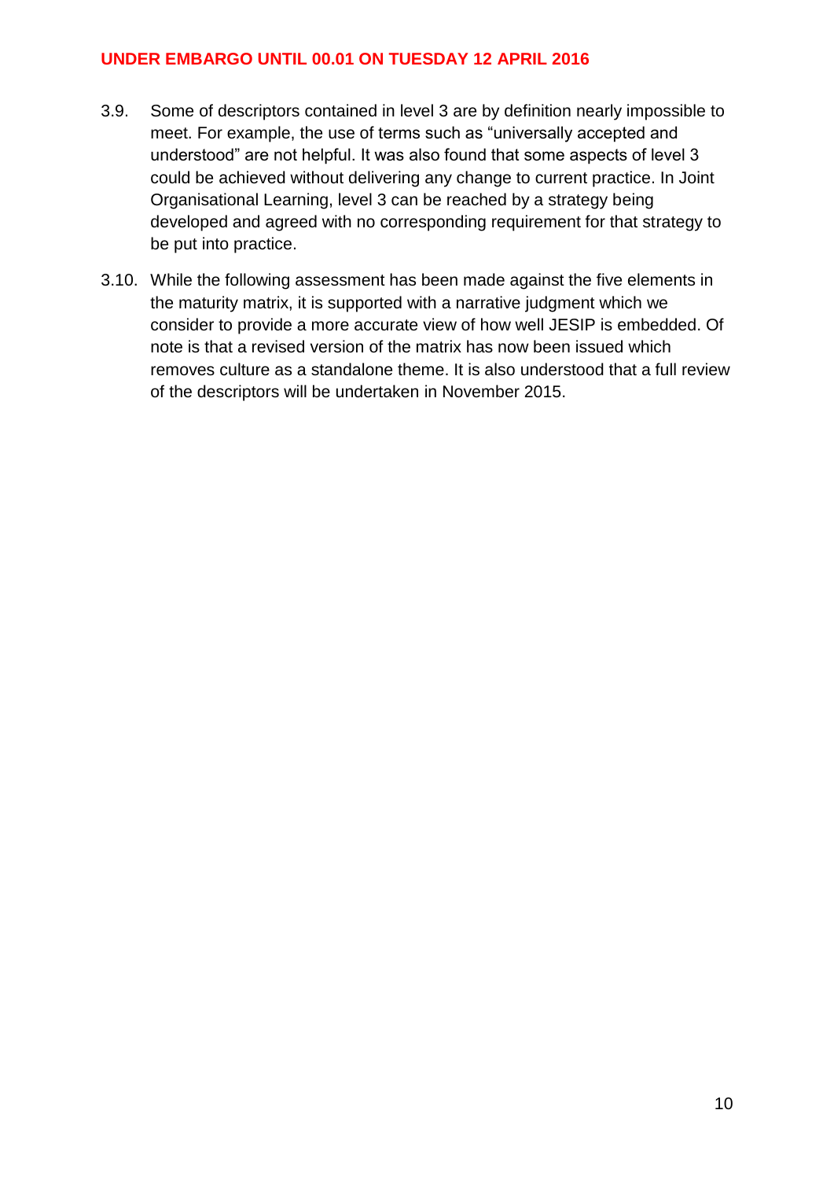3.9. Some of descriptors contained in level 3 are by definition nearly impossible to meet. For example, the use of terms such as “universally accepted and understood” are not helpful. It was also found that some aspects of level 3 could be achieved without delivering any change to current practice. In Joint Organisational Learning, level 3 can be reached by a strategy being developed and agreed with no corresponding requirement for that strategy to be put into practice.

3.10. While the following assessment has been made against the five elements in the maturity matrix, it is supported with a narrative judgment which we consider to provide a more accurate view of how well JESIP is embedded. Of note is that a revised version of the matrix has now been issued which removes culture as a standalone theme. It is also understood that a full review of the descriptors will be undertaken in November 2015.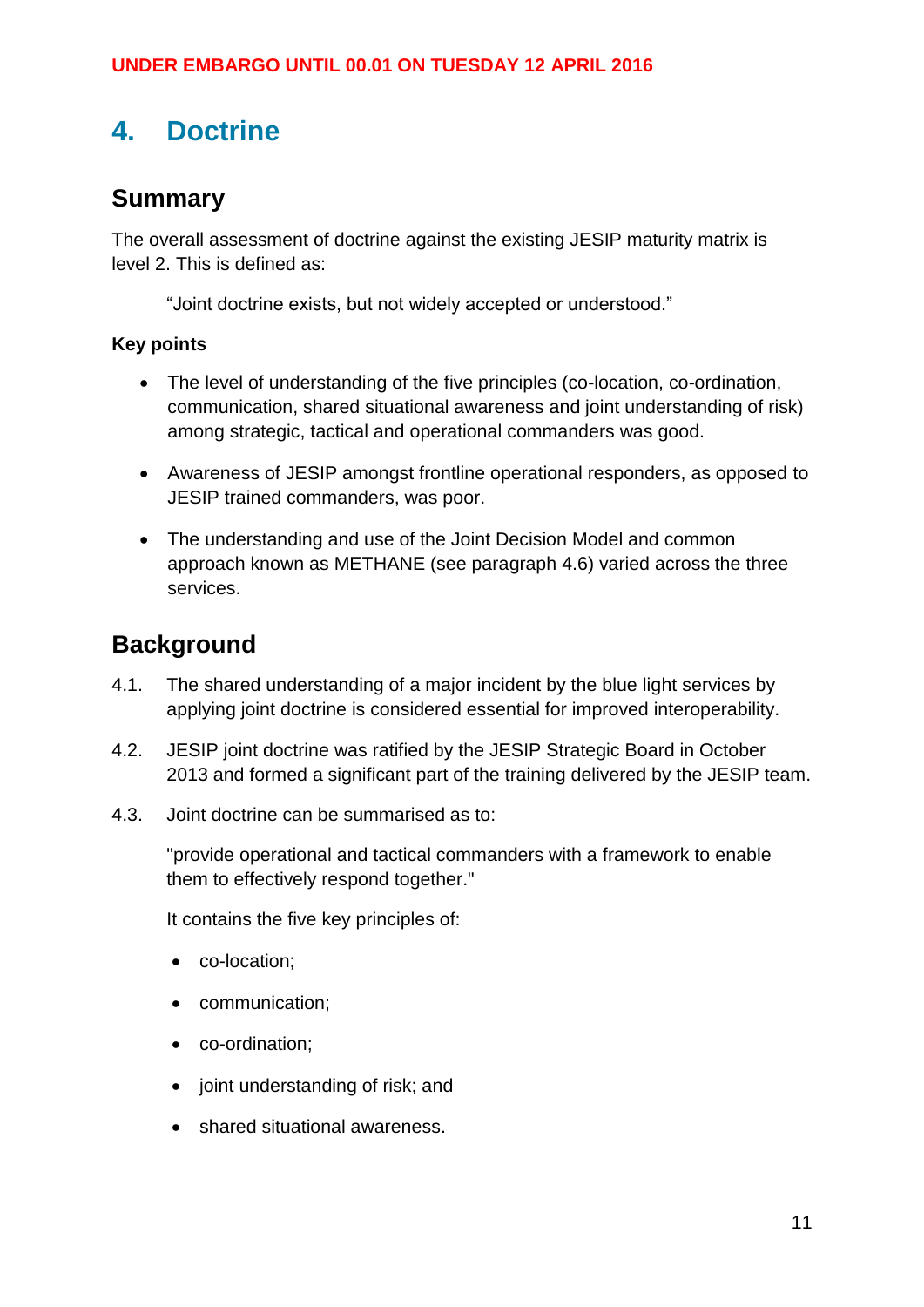UNDER EMBARGO UNTIL 00.01 ON TUESDAY 12 APRIL 2016

# 4. Doctrine

## Summary

The overall assessment of doctrine against the existing JESIP maturity matrix is level 2. This is defined as:

> "Joint doctrine exists, but not widely accepted or understood."

**Key points**

- The level of understanding of the five principles (co-location, co-ordination, communication, shared situational awareness and joint understanding of risk) among strategic, tactical and operational commanders was good.
- Awareness of JESIP amongst frontline operational responders, as opposed to JESIP trained commanders, was poor.
- The understanding and use of the Joint Decision Model and common approach known as METHANE (see paragraph 4.6) varied across the three services.

## Background

4.1. The shared understanding of a major incident by the blue light services by applying joint doctrine is considered essential for improved interoperability.

4.2. JESIP joint doctrine was ratified by the JESIP Strategic Board in October 2013 and formed a significant part of the training delivered by the JESIP team.

4.3. Joint doctrine can be summarised as to:

"provide operational and tactical commanders with a framework to enable them to effectively respond together."

It contains the five key principles of:

- co-location;
- communication;
- co-ordination;
- joint understanding of risk; and
- shared situational awareness.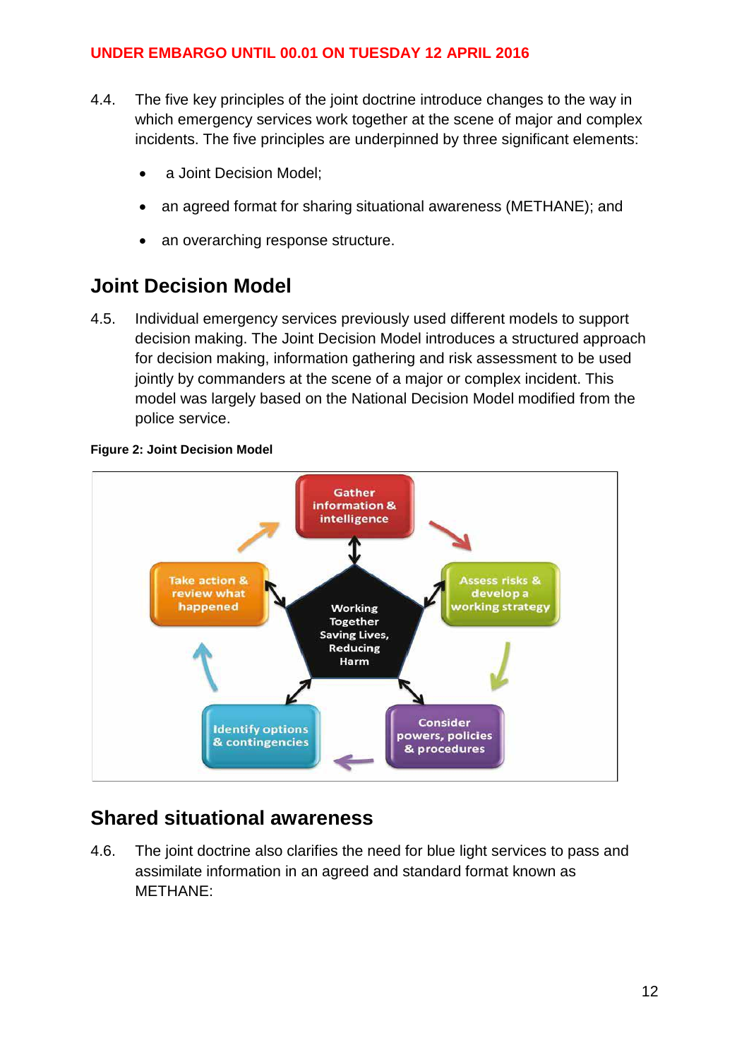4.4. The five key principles of the joint doctrine introduce changes to the way in which emergency services work together at the scene of major and complex incidents. The five principles are underpinned by three significant elements:

- a Joint Decision Model;
- an agreed format for sharing situational awareness (METHANE); and
- an overarching response structure.

## Joint Decision Model

4.5. Individual emergency services previously used different models to support decision making. The Joint Decision Model introduces a structured approach for decision making, information gathering and risk assessment to be used jointly by commanders at the scene of a major or complex incident. This model was largely based on the National Decision Model modified from the police service.

**Figure 2: Joint Decision Model**

## Shared situational awareness

4.6. The joint doctrine also clarifies the need for blue light services to pass and assimilate information in an agreed and standard format known as METHANE: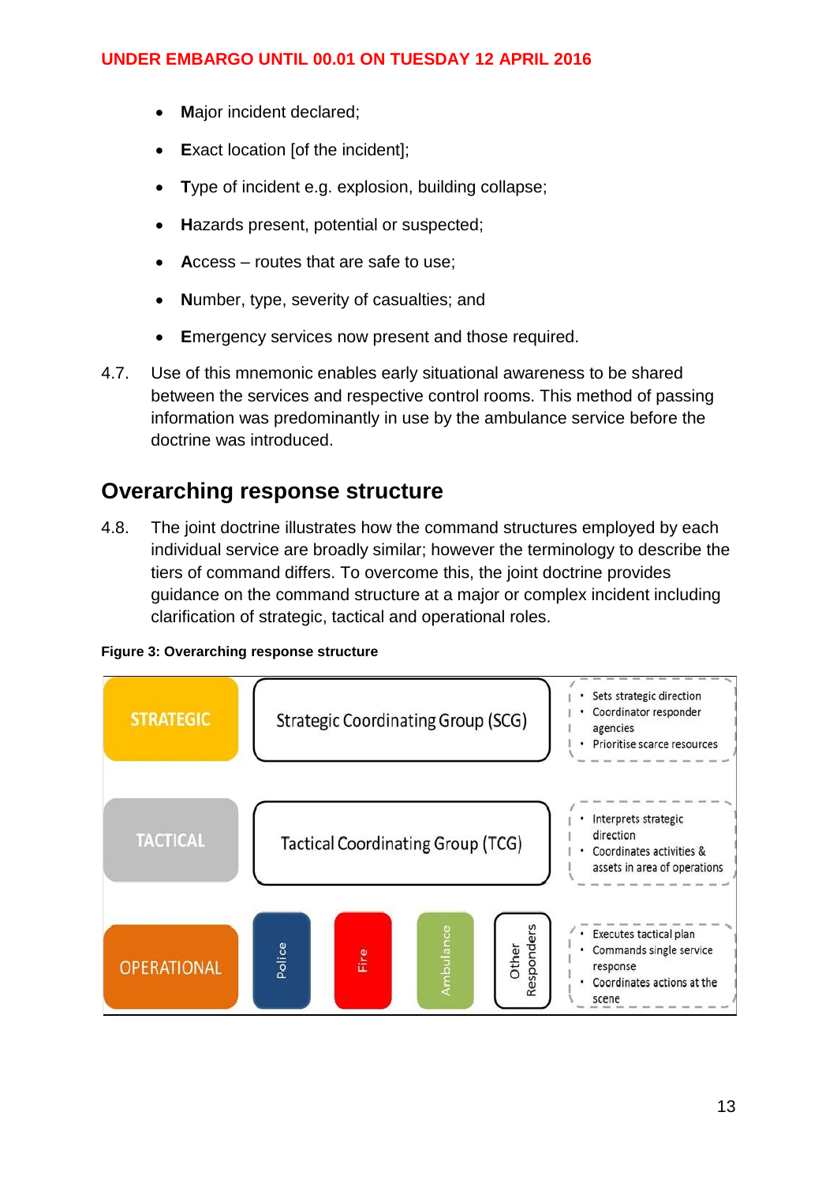- **M**ajor incident declared;
- **E**xact location [of the incident];
- **T**ype of incident e.g. explosion, building collapse;
- **H**azards present, potential or suspected;
- **A**ccess – routes that are safe to use;
- **N**umber, type, severity of casualties; and
- **E**mergency services now present and those required.

4.7. Use of this mnemonic enables early situational awareness to be shared between the services and respective control rooms. This method of passing information was predominantly in use by the ambulance service before the doctrine was introduced.

## Overarching response structure

4.8. The joint doctrine illustrates how the command structures employed by each individual service are broadly similar; however the terminology to describe the tiers of command differs. To overcome this, the joint doctrine provides guidance on the command structure at a major or complex incident including clarification of strategic, tactical and operational roles.

**Figure 3: Overarching response structure**

| Tier | Group | Role |
| --- | --- | --- |
| STRATEGIC | Strategic Coordinating Group (SCG) | • Sets strategic direction<br>• Coordinator responder agencies<br>• Prioritise scarce resources |
| TACTICAL | Tactical Coordinating Group (TCG) | • Interprets strategic direction<br>• Coordinates activities & assets in area of operations |
| OPERATIONAL | Police, Fire, Ambulance, Other Responders | • Executes tactical plan<br>• Commands single service response<br>• Coordinates actions at the scene |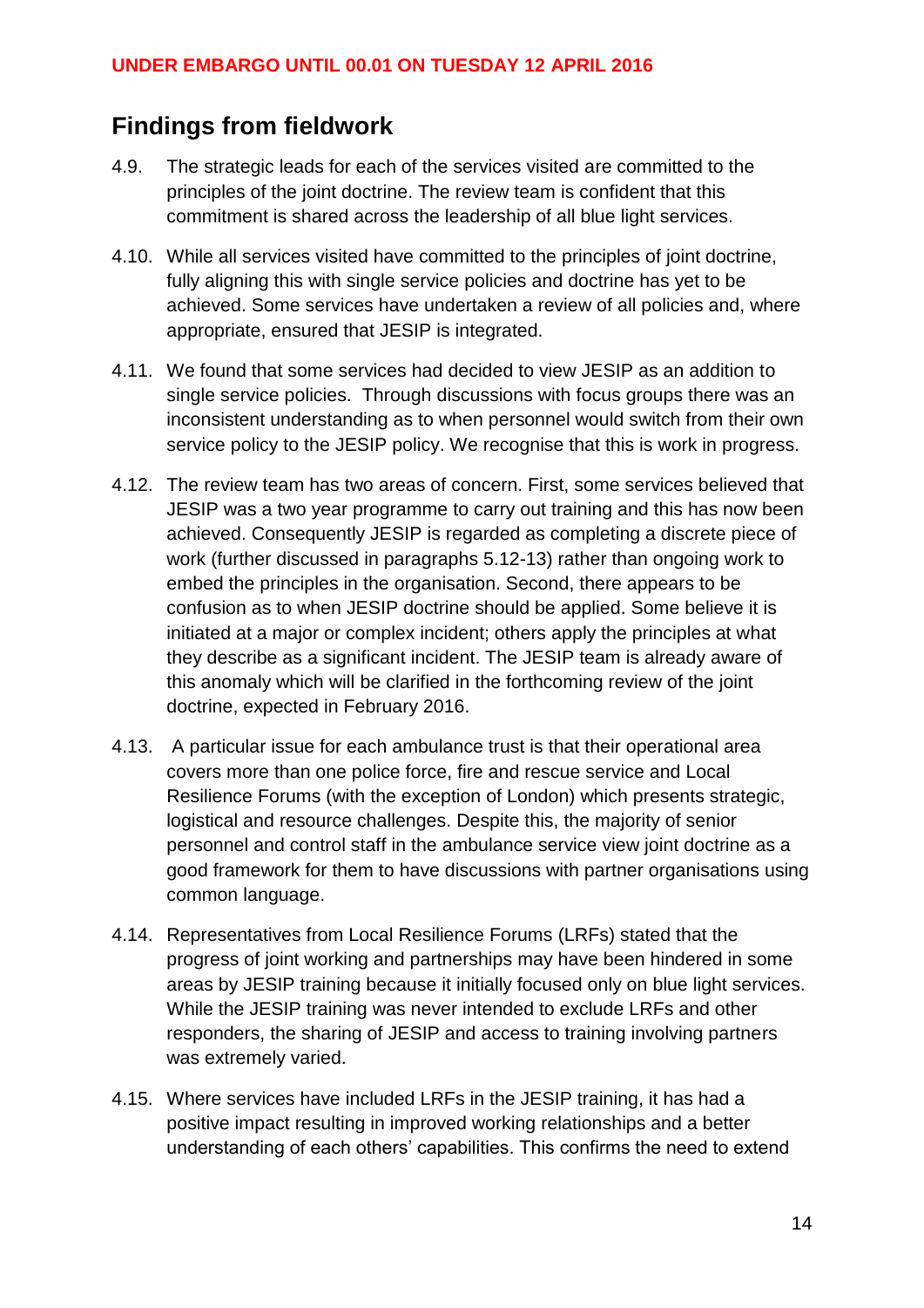## Findings from fieldwork

4.9. The strategic leads for each of the services visited are committed to the principles of the joint doctrine. The review team is confident that this commitment is shared across the leadership of all blue light services.

4.10. While all services visited have committed to the principles of joint doctrine, fully aligning this with single service policies and doctrine has yet to be achieved. Some services have undertaken a review of all policies and, where appropriate, ensured that JESIP is integrated.

4.11. We found that some services had decided to view JESIP as an addition to single service policies. Through discussions with focus groups there was an inconsistent understanding as to when personnel would switch from their own service policy to the JESIP policy. We recognise that this is work in progress.

4.12. The review team has two areas of concern. First, some services believed that JESIP was a two year programme to carry out training and this has now been achieved. Consequently JESIP is regarded as completing a discrete piece of work (further discussed in paragraphs 5.12-13) rather than ongoing work to embed the principles in the organisation. Second, there appears to be confusion as to when JESIP doctrine should be applied. Some believe it is initiated at a major or complex incident; others apply the principles at what they describe as a significant incident. The JESIP team is already aware of this anomaly which will be clarified in the forthcoming review of the joint doctrine, expected in February 2016.

4.13. A particular issue for each ambulance trust is that their operational area covers more than one police force, fire and rescue service and Local Resilience Forums (with the exception of London) which presents strategic, logistical and resource challenges. Despite this, the majority of senior personnel and control staff in the ambulance service view joint doctrine as a good framework for them to have discussions with partner organisations using common language.

4.14. Representatives from Local Resilience Forums (LRFs) stated that the progress of joint working and partnerships may have been hindered in some areas by JESIP training because it initially focused only on blue light services. While the JESIP training was never intended to exclude LRFs and other responders, the sharing of JESIP and access to training involving partners was extremely varied.

4.15. Where services have included LRFs in the JESIP training, it has had a positive impact resulting in improved working relationships and a better understanding of each others' capabilities. This confirms the need to extend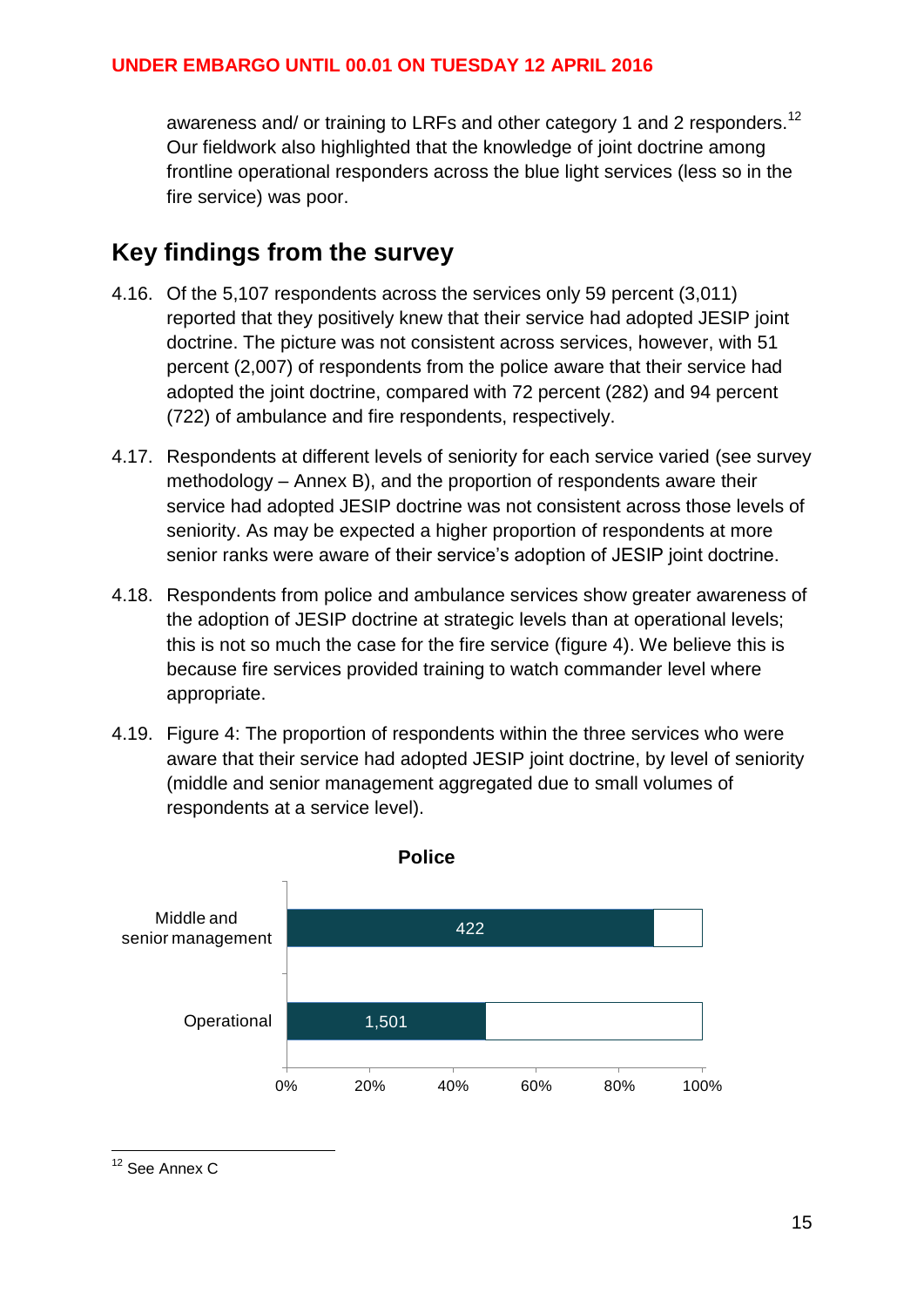awareness and/ or training to LRFs and other category 1 and 2 responders.[12] Our fieldwork also highlighted that the knowledge of joint doctrine among frontline operational responders across the blue light services (less so in the fire service) was poor.

## Key findings from the survey

4.16. Of the 5,107 respondents across the services only 59 percent (3,011) reported that they positively knew that their service had adopted JESIP joint doctrine. The picture was not consistent across services, however, with 51 percent (2,007) of respondents from the police aware that their service had adopted the joint doctrine, compared with 72 percent (282) and 94 percent (722) of ambulance and fire respondents, respectively.

4.17. Respondents at different levels of seniority for each service varied (see survey methodology – Annex B), and the proportion of respondents aware their service had adopted JESIP doctrine was not consistent across those levels of seniority. As may be expected a higher proportion of respondents at more senior ranks were aware of their service's adoption of JESIP joint doctrine.

4.18. Respondents from police and ambulance services show greater awareness of the adoption of JESIP doctrine at strategic levels than at operational levels; this is not so much the case for the fire service (figure 4). We believe this is because fire services provided training to watch commander level where appropriate.

4.19. Figure 4: The proportion of respondents within the three services who were aware that their service had adopted JESIP joint doctrine, by level of seniority (middle and senior management aggregated due to small volumes of respondents at a service level).

**Police**

| Level | Aware (count) |
|---|---|
| Middle and senior management | 422 |
| Operational | 1,501 |

[12] See Annex C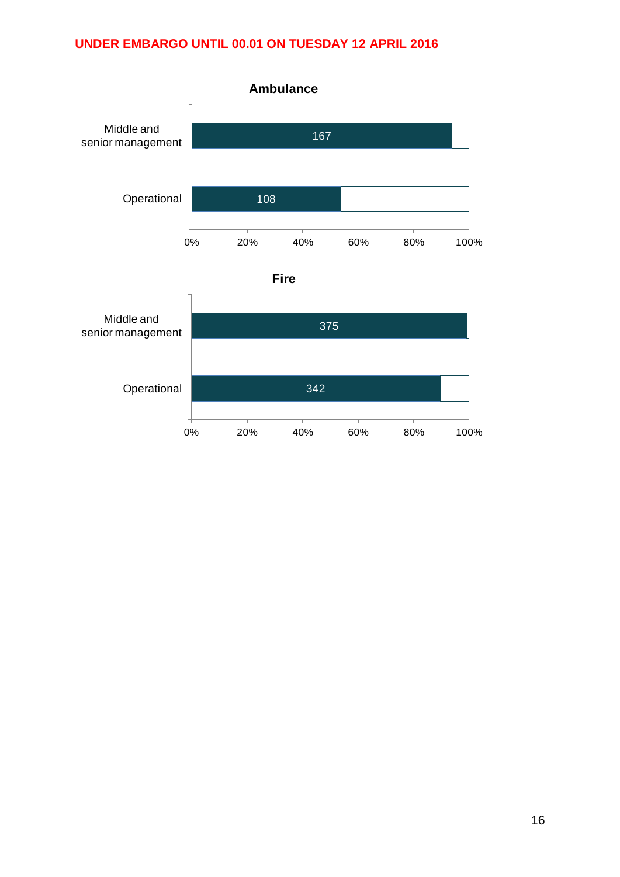UNDER EMBARGO UNTIL 00.01 ON TUESDAY 12 APRIL 2016

**Ambulance**

| | Value |
|---|---|
| Middle and senior management | 167 |
| Operational | 108 |

**Fire**

| | Value |
|---|---|
| Middle and senior management | 375 |
| Operational | 342 |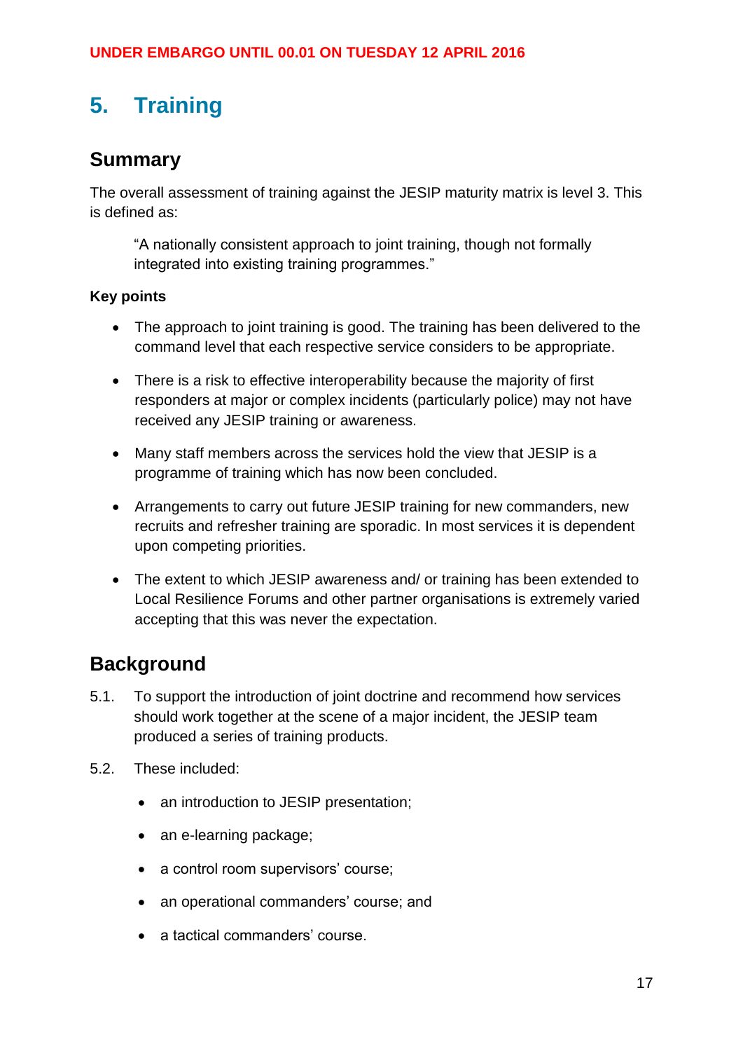# 5. Training

## Summary

The overall assessment of training against the JESIP maturity matrix is level 3. This is defined as:

> "A nationally consistent approach to joint training, though not formally integrated into existing training programmes."

**Key points**

- The approach to joint training is good. The training has been delivered to the command level that each respective service considers to be appropriate.
- There is a risk to effective interoperability because the majority of first responders at major or complex incidents (particularly police) may not have received any JESIP training or awareness.
- Many staff members across the services hold the view that JESIP is a programme of training which has now been concluded.
- Arrangements to carry out future JESIP training for new commanders, new recruits and refresher training are sporadic. In most services it is dependent upon competing priorities.
- The extent to which JESIP awareness and/ or training has been extended to Local Resilience Forums and other partner organisations is extremely varied accepting that this was never the expectation.

## Background

5.1. To support the introduction of joint doctrine and recommend how services should work together at the scene of a major incident, the JESIP team produced a series of training products.

5.2. These included:

- an introduction to JESIP presentation;
- an e-learning package;
- a control room supervisors' course;
- an operational commanders' course; and
- a tactical commanders' course.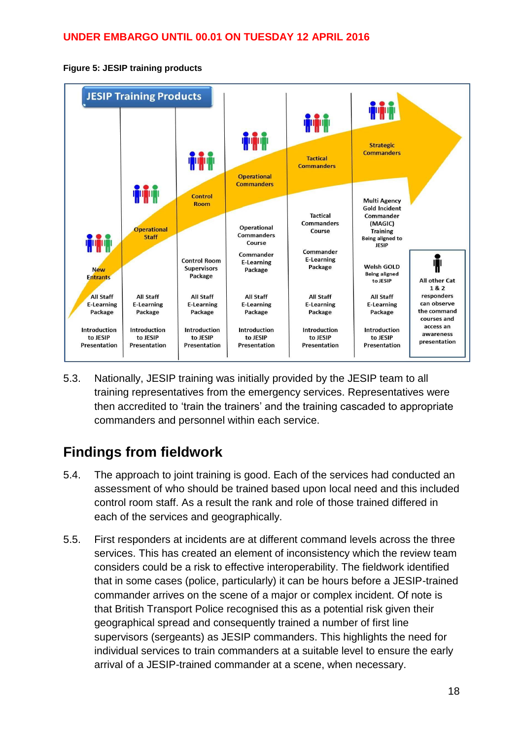**Figure 5: JESIP training products**

**JESIP Training Products**

| New Entrants | Operational Staff | Control Room | Operational Commanders | Tactical Commanders | Strategic Commanders | All other Cat 1 & 2 responders |
|---|---|---|---|---|---|---|
| | | Control Room Supervisors Package | Operational Commanders Course | Tactical Commanders Course | Multi Agency Gold Incident Commander (MAGIC) Training Being aligned to JESIP | All other Cat 1 & 2 responders can observe the command courses and access an awareness presentation |
| | | | Commander E-Learning Package | Commander E-Learning Package | Welsh GOLD Being aligned to JESIP | |
| All Staff E-Learning Package | All Staff E-Learning Package | All Staff E-Learning Package | All Staff E-Learning Package | All Staff E-Learning Package | All Staff E-Learning Package | |
| Introduction to JESIP Presentation | Introduction to JESIP Presentation | Introduction to JESIP Presentation | Introduction to JESIP Presentation | Introduction to JESIP Presentation | Introduction to JESIP Presentation | |

5.3. Nationally, JESIP training was initially provided by the JESIP team to all training representatives from the emergency services. Representatives were then accredited to 'train the trainers' and the training cascaded to appropriate commanders and personnel within each service.

## Findings from fieldwork

5.4. The approach to joint training is good. Each of the services had conducted an assessment of who should be trained based upon local need and this included control room staff. As a result the rank and role of those trained differed in each of the services and geographically.

5.5. First responders at incidents are at different command levels across the three services. This has created an element of inconsistency which the review team considers could be a risk to effective interoperability. The fieldwork identified that in some cases (police, particularly) it can be hours before a JESIP-trained commander arrives on the scene of a major or complex incident. Of note is that British Transport Police recognised this as a potential risk given their geographical spread and consequently trained a number of first line supervisors (sergeants) as JESIP commanders. This highlights the need for individual services to train commanders at a suitable level to ensure the early arrival of a JESIP-trained commander at a scene, when necessary.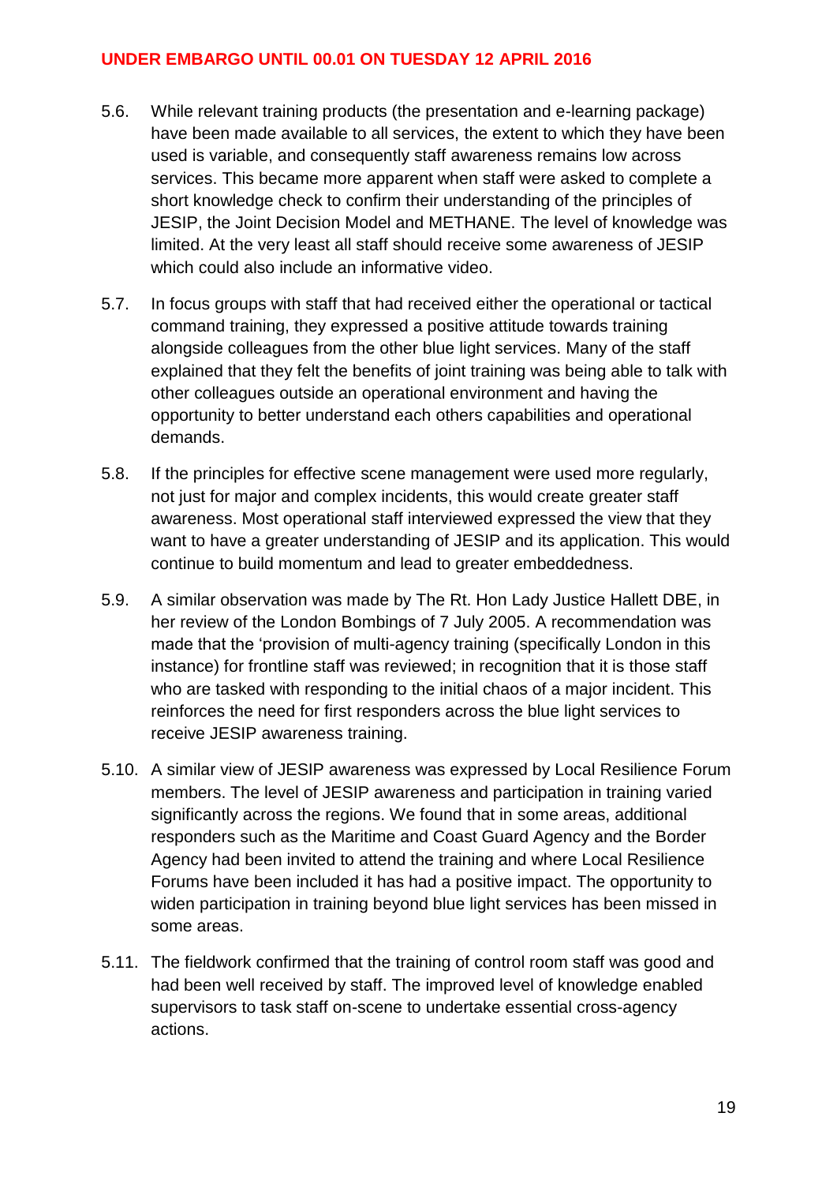5.6. While relevant training products (the presentation and e-learning package) have been made available to all services, the extent to which they have been used is variable, and consequently staff awareness remains low across services. This became more apparent when staff were asked to complete a short knowledge check to confirm their understanding of the principles of JESIP, the Joint Decision Model and METHANE. The level of knowledge was limited. At the very least all staff should receive some awareness of JESIP which could also include an informative video.

5.7. In focus groups with staff that had received either the operational or tactical command training, they expressed a positive attitude towards training alongside colleagues from the other blue light services. Many of the staff explained that they felt the benefits of joint training was being able to talk with other colleagues outside an operational environment and having the opportunity to better understand each others capabilities and operational demands.

5.8. If the principles for effective scene management were used more regularly, not just for major and complex incidents, this would create greater staff awareness. Most operational staff interviewed expressed the view that they want to have a greater understanding of JESIP and its application. This would continue to build momentum and lead to greater embeddedness.

5.9. A similar observation was made by The Rt. Hon Lady Justice Hallett DBE, in her review of the London Bombings of 7 July 2005. A recommendation was made that the 'provision of multi-agency training (specifically London in this instance) for frontline staff was reviewed; in recognition that it is those staff who are tasked with responding to the initial chaos of a major incident. This reinforces the need for first responders across the blue light services to receive JESIP awareness training.

5.10. A similar view of JESIP awareness was expressed by Local Resilience Forum members. The level of JESIP awareness and participation in training varied significantly across the regions. We found that in some areas, additional responders such as the Maritime and Coast Guard Agency and the Border Agency had been invited to attend the training and where Local Resilience Forums have been included it has had a positive impact. The opportunity to widen participation in training beyond blue light services has been missed in some areas.

5.11. The fieldwork confirmed that the training of control room staff was good and had been well received by staff. The improved level of knowledge enabled supervisors to task staff on-scene to undertake essential cross-agency actions.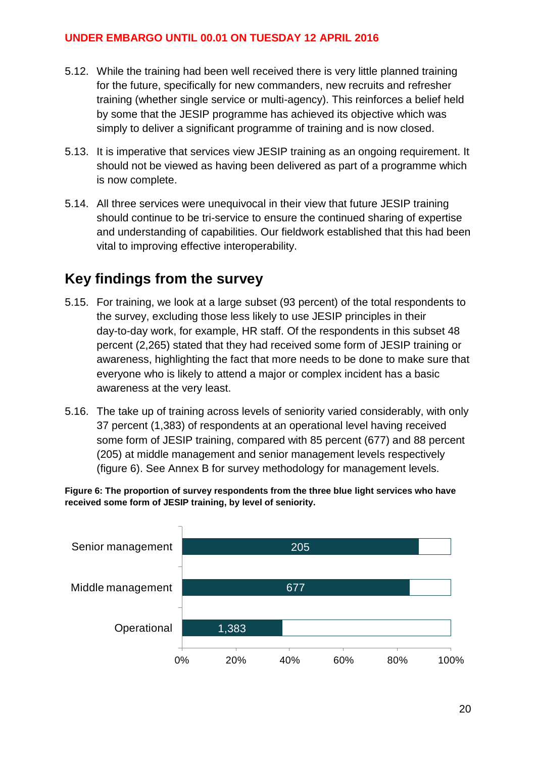UNDER EMBARGO UNTIL 00.01 ON TUESDAY 12 APRIL 2016

5.12. While the training had been well received there is very little planned training for the future, specifically for new commanders, new recruits and refresher training (whether single service or multi-agency). This reinforces a belief held by some that the JESIP programme has achieved its objective which was simply to deliver a significant programme of training and is now closed.

5.13. It is imperative that services view JESIP training as an ongoing requirement. It should not be viewed as having been delivered as part of a programme which is now complete.

5.14. All three services were unequivocal in their view that future JESIP training should continue to be tri-service to ensure the continued sharing of expertise and understanding of capabilities. Our fieldwork established that this had been vital to improving effective interoperability.

## Key findings from the survey

5.15. For training, we look at a large subset (93 percent) of the total respondents to the survey, excluding those less likely to use JESIP principles in their day-to-day work, for example, HR staff. Of the respondents in this subset 48 percent (2,265) stated that they had received some form of JESIP training or awareness, highlighting the fact that more needs to be done to make sure that everyone who is likely to attend a major or complex incident has a basic awareness at the very least.

5.16. The take up of training across levels of seniority varied considerably, with only 37 percent (1,383) of respondents at an operational level having received some form of JESIP training, compared with 85 percent (677) and 88 percent (205) at middle management and senior management levels respectively (figure 6). See Annex B for survey methodology for management levels.

**Figure 6: The proportion of survey respondents from the three blue light services who have received some form of JESIP training, by level of seniority.**

| Level of seniority | Respondents who have received some form of JESIP training |
|---|---|
| Senior management | 205 |
| Middle management | 677 |
| Operational | 1,383 |

Axis: 0%, 20%, 40%, 60%, 80%, 100%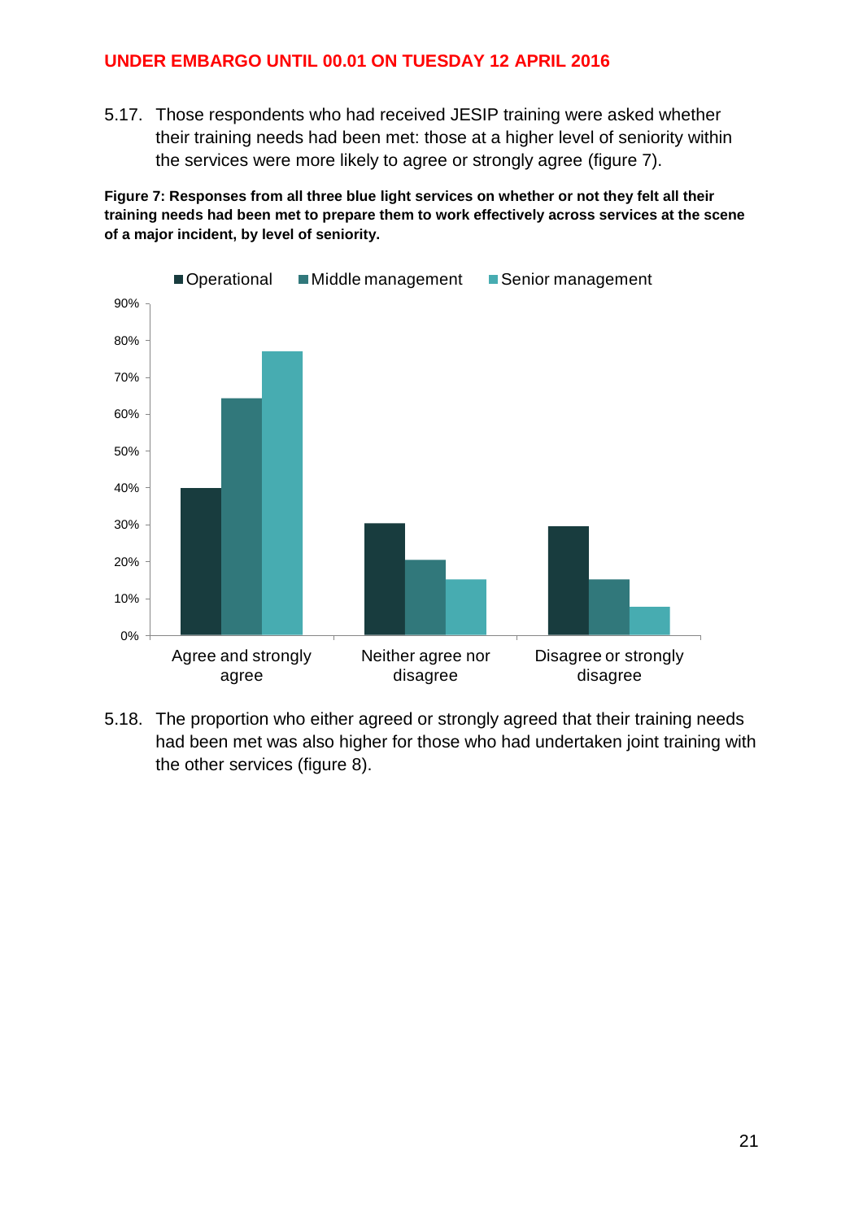UNDER EMBARGO UNTIL 00.01 ON TUESDAY 12 APRIL 2016

5.17. Those respondents who had received JESIP training were asked whether their training needs had been met: those at a higher level of seniority within the services were more likely to agree or strongly agree (figure 7).

**Figure 7: Responses from all three blue light services on whether or not they felt all their training needs had been met to prepare them to work effectively across services at the scene of a major incident, by level of seniority.**

5.18. The proportion who either agreed or strongly agreed that their training needs had been met was also higher for those who had undertaken joint training with the other services (figure 8).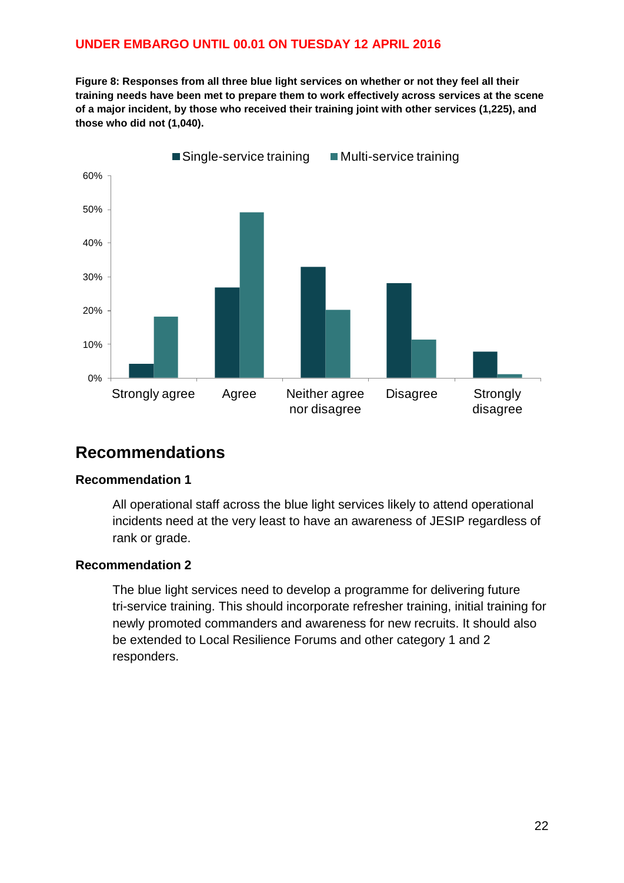**UNDER EMBARGO UNTIL 00.01 ON TUESDAY 12 APRIL 2016**

**Figure 8: Responses from all three blue light services on whether or not they feel all their training needs have been met to prepare them to work effectively across services at the scene of a major incident, by those who received their training joint with other services (1,225), and those who did not (1,040).**

## Recommendations

### Recommendation 1

All operational staff across the blue light services likely to attend operational incidents need at the very least to have an awareness of JESIP regardless of rank or grade.

### Recommendation 2

The blue light services need to develop a programme for delivering future tri-service training. This should incorporate refresher training, initial training for newly promoted commanders and awareness for new recruits. It should also be extended to Local Resilience Forums and other category 1 and 2 responders.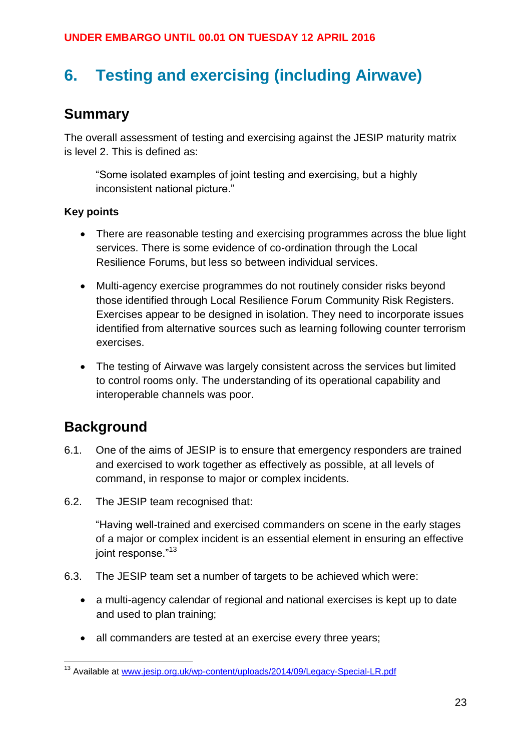# 6. Testing and exercising (including Airwave)

## Summary

The overall assessment of testing and exercising against the JESIP maturity matrix is level 2. This is defined as:

> "Some isolated examples of joint testing and exercising, but a highly inconsistent national picture."

**Key points**

- There are reasonable testing and exercising programmes across the blue light services. There is some evidence of co-ordination through the Local Resilience Forums, but less so between individual services.
- Multi-agency exercise programmes do not routinely consider risks beyond those identified through Local Resilience Forum Community Risk Registers. Exercises appear to be designed in isolation. They need to incorporate issues identified from alternative sources such as learning following counter terrorism exercises.
- The testing of Airwave was largely consistent across the services but limited to control rooms only. The understanding of its operational capability and interoperable channels was poor.

## Background

6.1. One of the aims of JESIP is to ensure that emergency responders are trained and exercised to work together as effectively as possible, at all levels of command, in response to major or complex incidents.

6.2. The JESIP team recognised that:

> "Having well-trained and exercised commanders on scene in the early stages of a major or complex incident is an essential element in ensuring an effective joint response."[13]

6.3. The JESIP team set a number of targets to be achieved which were:

- a multi-agency calendar of regional and national exercises is kept up to date and used to plan training;
- all commanders are tested at an exercise every three years;

[13] Available at www.jesip.org.uk/wp-content/uploads/2014/09/Legacy-Special-LR.pdf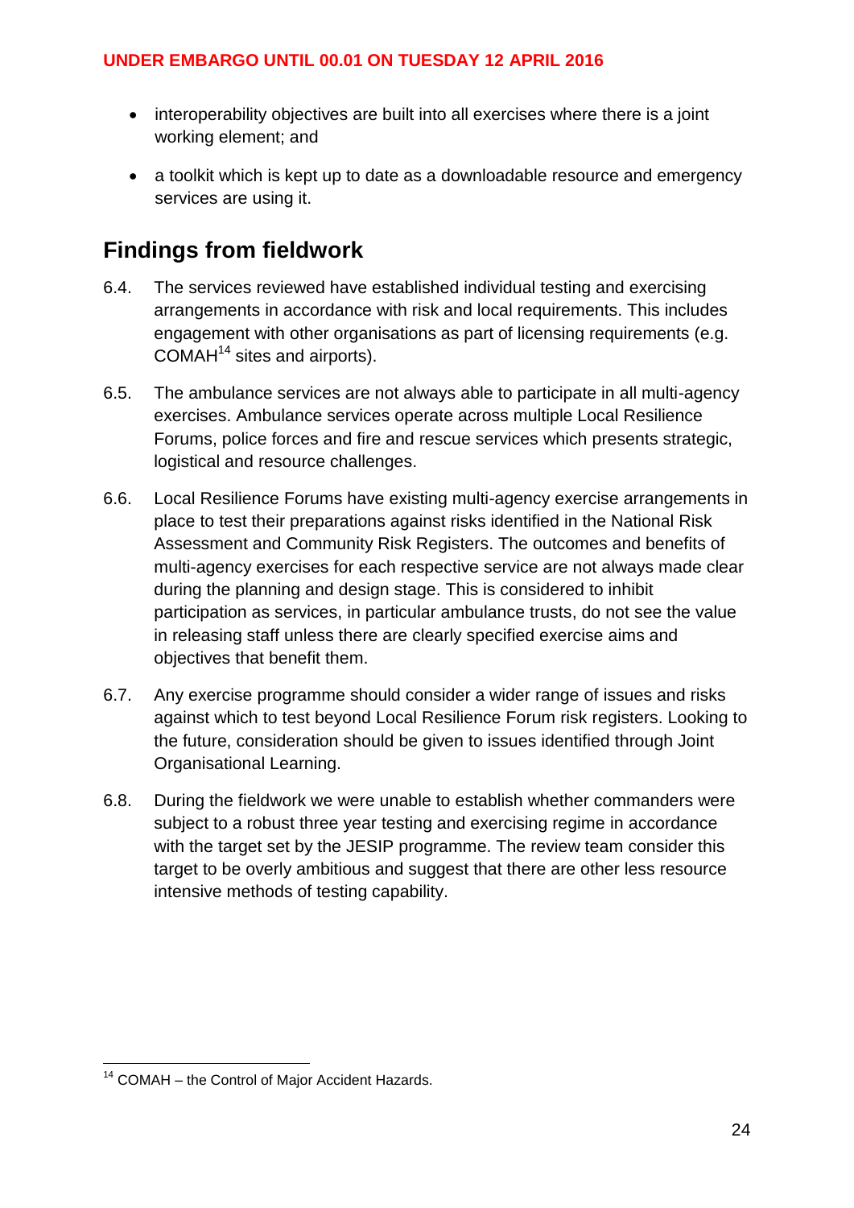- interoperability objectives are built into all exercises where there is a joint working element; and
- a toolkit which is kept up to date as a downloadable resource and emergency services are using it.

## Findings from fieldwork

6.4. The services reviewed have established individual testing and exercising arrangements in accordance with risk and local requirements. This includes engagement with other organisations as part of licensing requirements (e.g. COMAH[14] sites and airports).

6.5. The ambulance services are not always able to participate in all multi-agency exercises. Ambulance services operate across multiple Local Resilience Forums, police forces and fire and rescue services which presents strategic, logistical and resource challenges.

6.6. Local Resilience Forums have existing multi-agency exercise arrangements in place to test their preparations against risks identified in the National Risk Assessment and Community Risk Registers. The outcomes and benefits of multi-agency exercises for each respective service are not always made clear during the planning and design stage. This is considered to inhibit participation as services, in particular ambulance trusts, do not see the value in releasing staff unless there are clearly specified exercise aims and objectives that benefit them.

6.7. Any exercise programme should consider a wider range of issues and risks against which to test beyond Local Resilience Forum risk registers. Looking to the future, consideration should be given to issues identified through Joint Organisational Learning.

6.8. During the fieldwork we were unable to establish whether commanders were subject to a robust three year testing and exercising regime in accordance with the target set by the JESIP programme. The review team consider this target to be overly ambitious and suggest that there are other less resource intensive methods of testing capability.

[14] COMAH – the Control of Major Accident Hazards.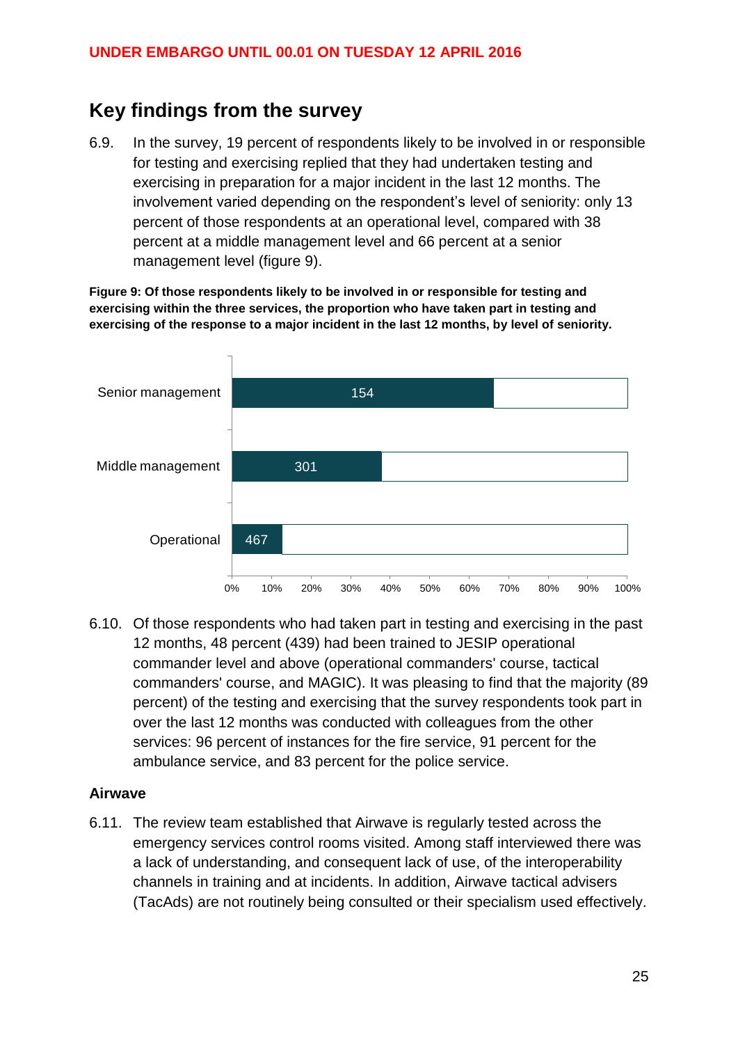**UNDER EMBARGO UNTIL 00.01 ON TUESDAY 12 APRIL 2016**

## Key findings from the survey

6.9. In the survey, 19 percent of respondents likely to be involved in or responsible for testing and exercising replied that they had undertaken testing and exercising in preparation for a major incident in the last 12 months. The involvement varied depending on the respondent's level of seniority: only 13 percent of those respondents at an operational level, compared with 38 percent at a middle management level and 66 percent at a senior management level (figure 9).

**Figure 9: Of those respondents likely to be involved in or responsible for testing and exercising within the three services, the proportion who have taken part in testing and exercising of the response to a major incident in the last 12 months, by level of seniority.**

| Level of seniority | Number of respondents |
|---|---|
| Senior management | 154 |
| Middle management | 301 |
| Operational | 467 |

6.10. Of those respondents who had taken part in testing and exercising in the past 12 months, 48 percent (439) had been trained to JESIP operational commander level and above (operational commanders' course, tactical commanders' course, and MAGIC). It was pleasing to find that the majority (89 percent) of the testing and exercising that the survey respondents took part in over the last 12 months was conducted with colleagues from the other services: 96 percent of instances for the fire service, 91 percent for the ambulance service, and 83 percent for the police service.

### Airwave

6.11. The review team established that Airwave is regularly tested across the emergency services control rooms visited. Among staff interviewed there was a lack of understanding, and consequent lack of use, of the interoperability channels in training and at incidents. In addition, Airwave tactical advisers (TacAds) are not routinely being consulted or their specialism used effectively.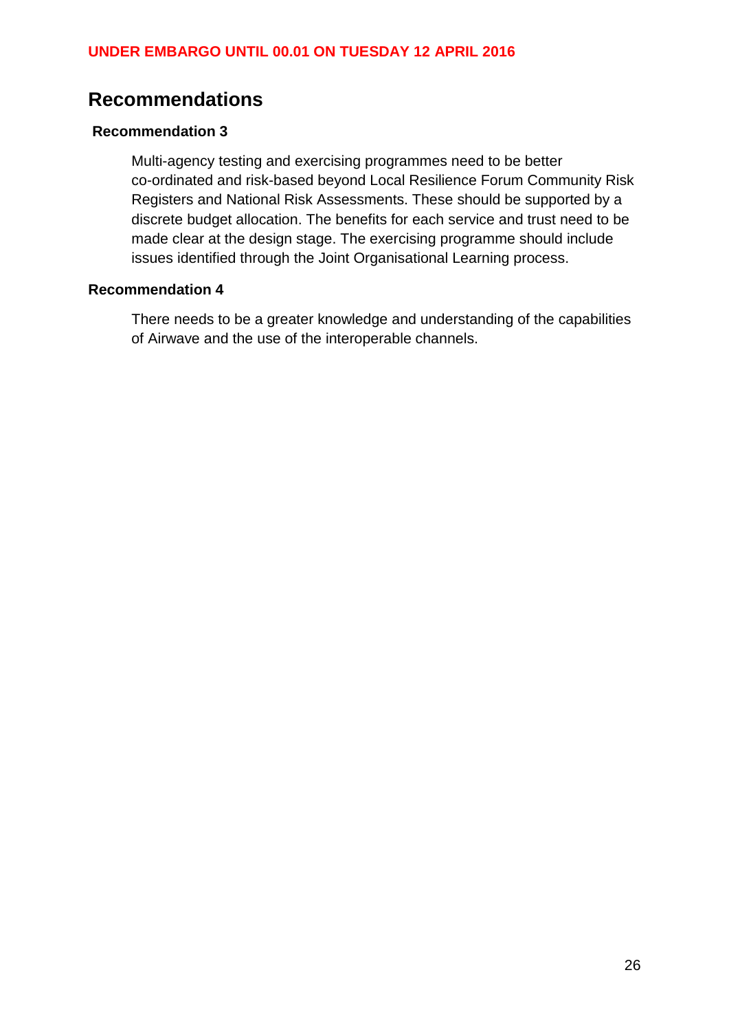## Recommendations

### Recommendation 3

Multi-agency testing and exercising programmes need to be better co-ordinated and risk-based beyond Local Resilience Forum Community Risk Registers and National Risk Assessments. These should be supported by a discrete budget allocation. The benefits for each service and trust need to be made clear at the design stage. The exercising programme should include issues identified through the Joint Organisational Learning process.

### Recommendation 4

There needs to be a greater knowledge and understanding of the capabilities of Airwave and the use of the interoperable channels.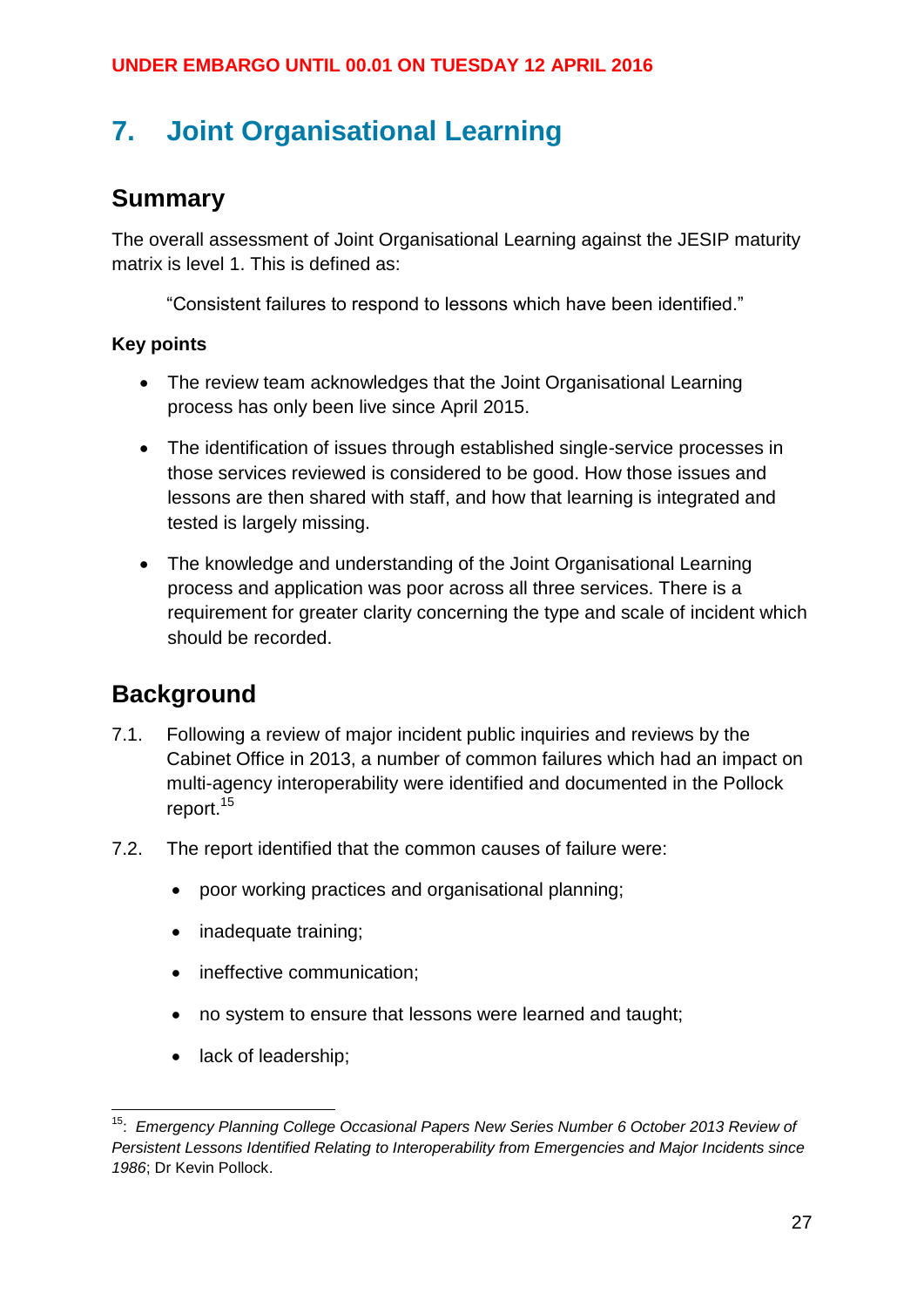UNDER EMBARGO UNTIL 00.01 ON TUESDAY 12 APRIL 2016

# 7. Joint Organisational Learning

## Summary

The overall assessment of Joint Organisational Learning against the JESIP maturity matrix is level 1. This is defined as:

> "Consistent failures to respond to lessons which have been identified."

**Key points**

- The review team acknowledges that the Joint Organisational Learning process has only been live since April 2015.
- The identification of issues through established single-service processes in those services reviewed is considered to be good. How those issues and lessons are then shared with staff, and how that learning is integrated and tested is largely missing.
- The knowledge and understanding of the Joint Organisational Learning process and application was poor across all three services. There is a requirement for greater clarity concerning the type and scale of incident which should be recorded.

## Background

7.1. Following a review of major incident public inquiries and reviews by the Cabinet Office in 2013, a number of common failures which had an impact on multi-agency interoperability were identified and documented in the Pollock report.[15]

7.2. The report identified that the common causes of failure were:

- poor working practices and organisational planning;
- inadequate training;
- ineffective communication;
- no system to ensure that lessons were learned and taught;
- lack of leadership;

[15]: *Emergency Planning College Occasional Papers New Series Number 6 October 2013 Review of Persistent Lessons Identified Relating to Interoperability from Emergencies and Major Incidents since 1986*; Dr Kevin Pollock.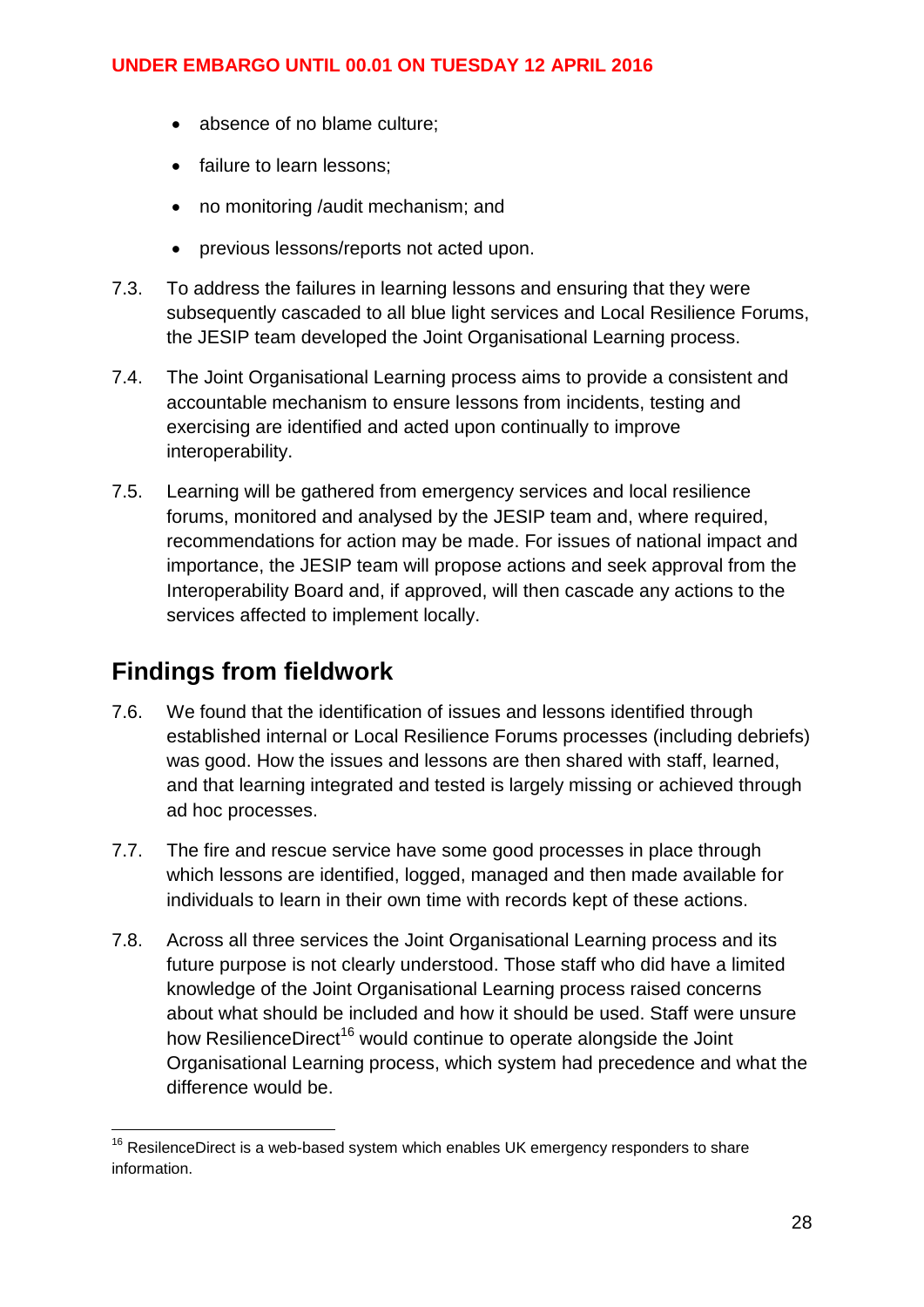- absence of no blame culture;
- failure to learn lessons;
- no monitoring /audit mechanism; and
- previous lessons/reports not acted upon.

7.3. To address the failures in learning lessons and ensuring that they were subsequently cascaded to all blue light services and Local Resilience Forums, the JESIP team developed the Joint Organisational Learning process.

7.4. The Joint Organisational Learning process aims to provide a consistent and accountable mechanism to ensure lessons from incidents, testing and exercising are identified and acted upon continually to improve interoperability.

7.5. Learning will be gathered from emergency services and local resilience forums, monitored and analysed by the JESIP team and, where required, recommendations for action may be made. For issues of national impact and importance, the JESIP team will propose actions and seek approval from the Interoperability Board and, if approved, will then cascade any actions to the services affected to implement locally.

## Findings from fieldwork

7.6. We found that the identification of issues and lessons identified through established internal or Local Resilience Forums processes (including debriefs) was good. How the issues and lessons are then shared with staff, learned, and that learning integrated and tested is largely missing or achieved through ad hoc processes.

7.7. The fire and rescue service have some good processes in place through which lessons are identified, logged, managed and then made available for individuals to learn in their own time with records kept of these actions.

7.8. Across all three services the Joint Organisational Learning process and its future purpose is not clearly understood. Those staff who did have a limited knowledge of the Joint Organisational Learning process raised concerns about what should be included and how it should be used. Staff were unsure how ResilienceDirect[16] would continue to operate alongside the Joint Organisational Learning process, which system had precedence and what the difference would be.

[16] ResilenceDirect is a web-based system which enables UK emergency responders to share information.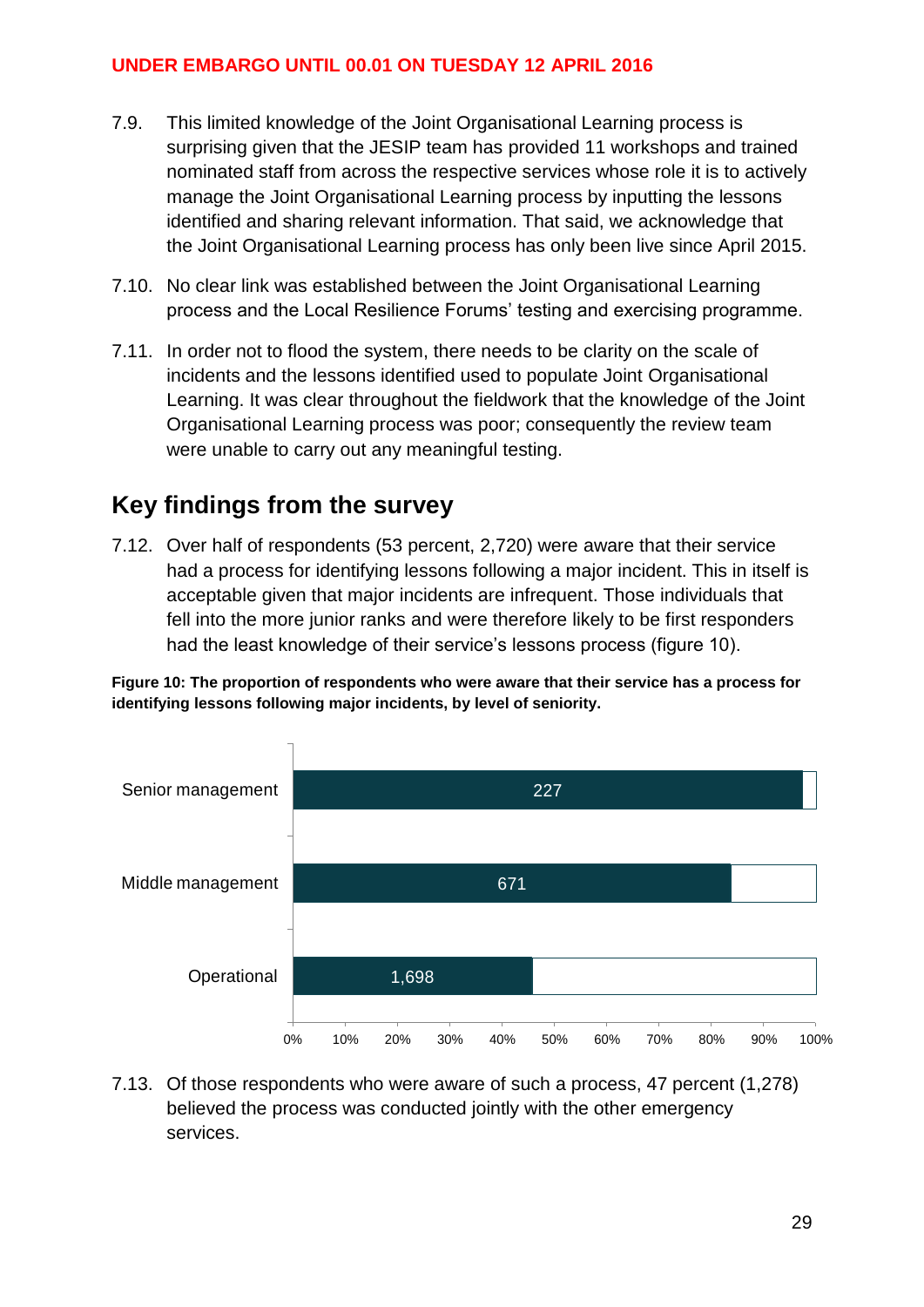7.9. This limited knowledge of the Joint Organisational Learning process is surprising given that the JESIP team has provided 11 workshops and trained nominated staff from across the respective services whose role it is to actively manage the Joint Organisational Learning process by inputting the lessons identified and sharing relevant information. That said, we acknowledge that the Joint Organisational Learning process has only been live since April 2015.

7.10. No clear link was established between the Joint Organisational Learning process and the Local Resilience Forums' testing and exercising programme.

7.11. In order not to flood the system, there needs to be clarity on the scale of incidents and the lessons identified used to populate Joint Organisational Learning. It was clear throughout the fieldwork that the knowledge of the Joint Organisational Learning process was poor; consequently the review team were unable to carry out any meaningful testing.

## Key findings from the survey

7.12. Over half of respondents (53 percent, 2,720) were aware that their service had a process for identifying lessons following a major incident. This in itself is acceptable given that major incidents are infrequent. Those individuals that fell into the more junior ranks and were therefore likely to be first responders had the least knowledge of their service's lessons process (figure 10).

**Figure 10: The proportion of respondents who were aware that their service has a process for identifying lessons following major incidents, by level of seniority.**

| Level of seniority | Respondents aware |
| --- | --- |
| Senior management | 227 |
| Middle management | 671 |
| Operational | 1,698 |

7.13. Of those respondents who were aware of such a process, 47 percent (1,278) believed the process was conducted jointly with the other emergency services.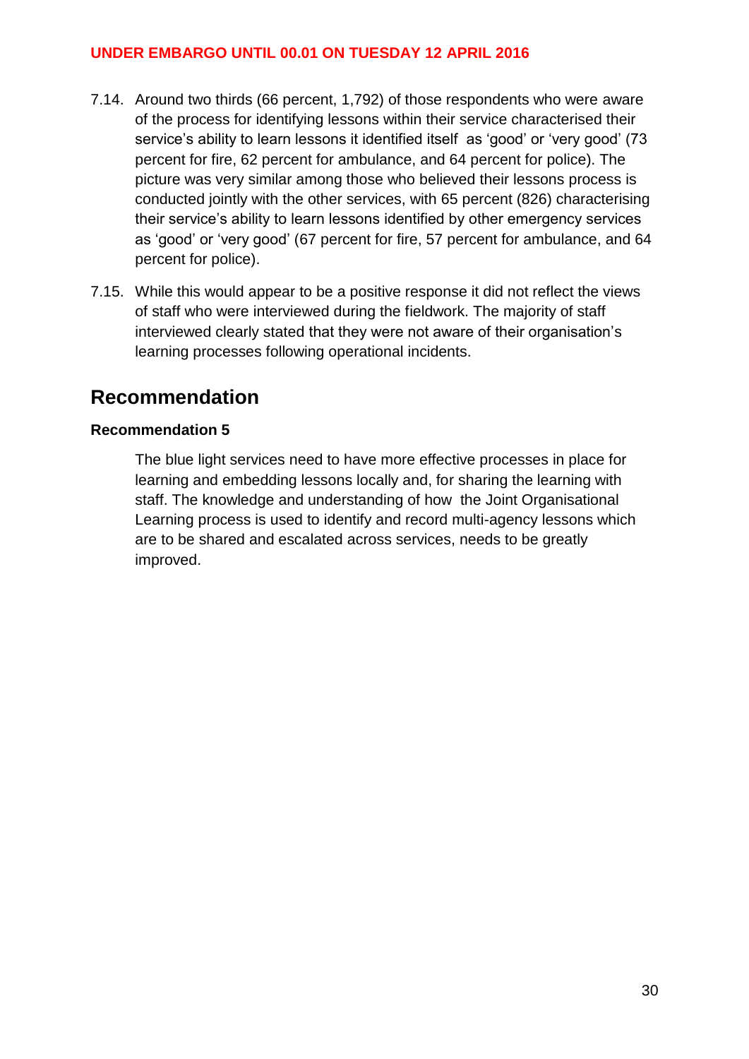7.14. Around two thirds (66 percent, 1,792) of those respondents who were aware of the process for identifying lessons within their service characterised their service's ability to learn lessons it identified itself as 'good' or 'very good' (73 percent for fire, 62 percent for ambulance, and 64 percent for police). The picture was very similar among those who believed their lessons process is conducted jointly with the other services, with 65 percent (826) characterising their service's ability to learn lessons identified by other emergency services as 'good' or 'very good' (67 percent for fire, 57 percent for ambulance, and 64 percent for police).

7.15. While this would appear to be a positive response it did not reflect the views of staff who were interviewed during the fieldwork. The majority of staff interviewed clearly stated that they were not aware of their organisation's learning processes following operational incidents.

## Recommendation

**Recommendation 5**

The blue light services need to have more effective processes in place for learning and embedding lessons locally and, for sharing the learning with staff. The knowledge and understanding of how the Joint Organisational Learning process is used to identify and record multi-agency lessons which are to be shared and escalated across services, needs to be greatly improved.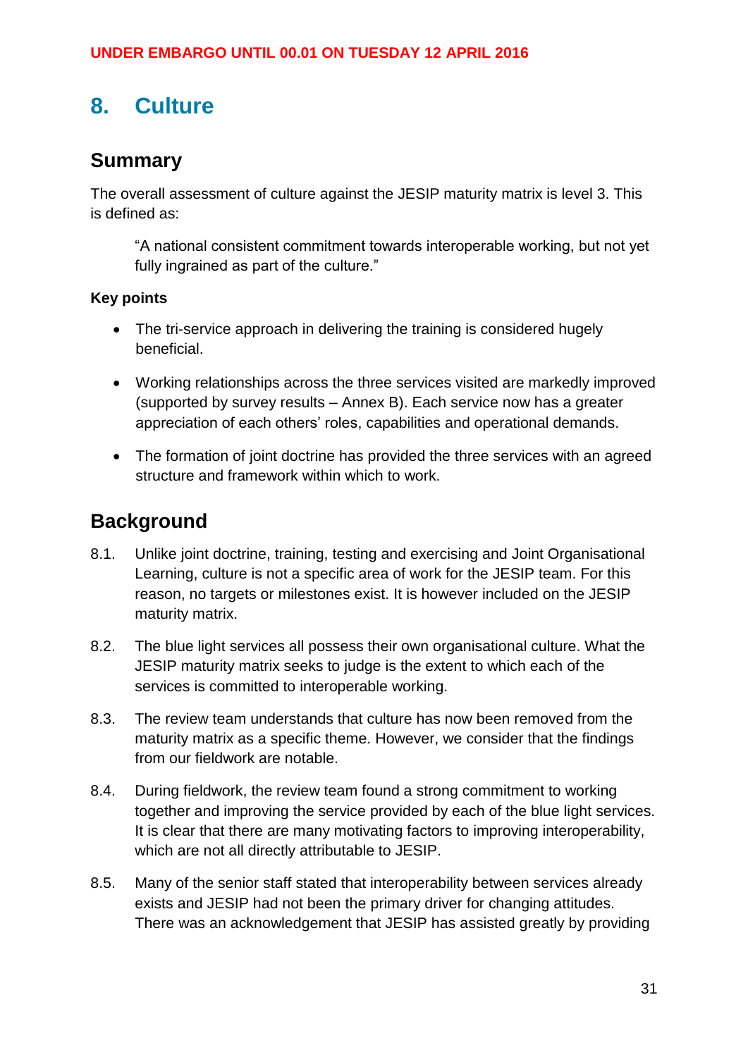UNDER EMBARGO UNTIL 00.01 ON TUESDAY 12 APRIL 2016

# 8. Culture

## Summary

The overall assessment of culture against the JESIP maturity matrix is level 3. This is defined as:

> "A national consistent commitment towards interoperable working, but not yet fully ingrained as part of the culture."

### Key points

- The tri-service approach in delivering the training is considered hugely beneficial.
- Working relationships across the three services visited are markedly improved (supported by survey results – Annex B). Each service now has a greater appreciation of each others' roles, capabilities and operational demands.
- The formation of joint doctrine has provided the three services with an agreed structure and framework within which to work.

## Background

8.1. Unlike joint doctrine, training, testing and exercising and Joint Organisational Learning, culture is not a specific area of work for the JESIP team. For this reason, no targets or milestones exist. It is however included on the JESIP maturity matrix.

8.2. The blue light services all possess their own organisational culture. What the JESIP maturity matrix seeks to judge is the extent to which each of the services is committed to interoperable working.

8.3. The review team understands that culture has now been removed from the maturity matrix as a specific theme. However, we consider that the findings from our fieldwork are notable.

8.4. During fieldwork, the review team found a strong commitment to working together and improving the service provided by each of the blue light services. It is clear that there are many motivating factors to improving interoperability, which are not all directly attributable to JESIP.

8.5. Many of the senior staff stated that interoperability between services already exists and JESIP had not been the primary driver for changing attitudes. There was an acknowledgement that JESIP has assisted greatly by providing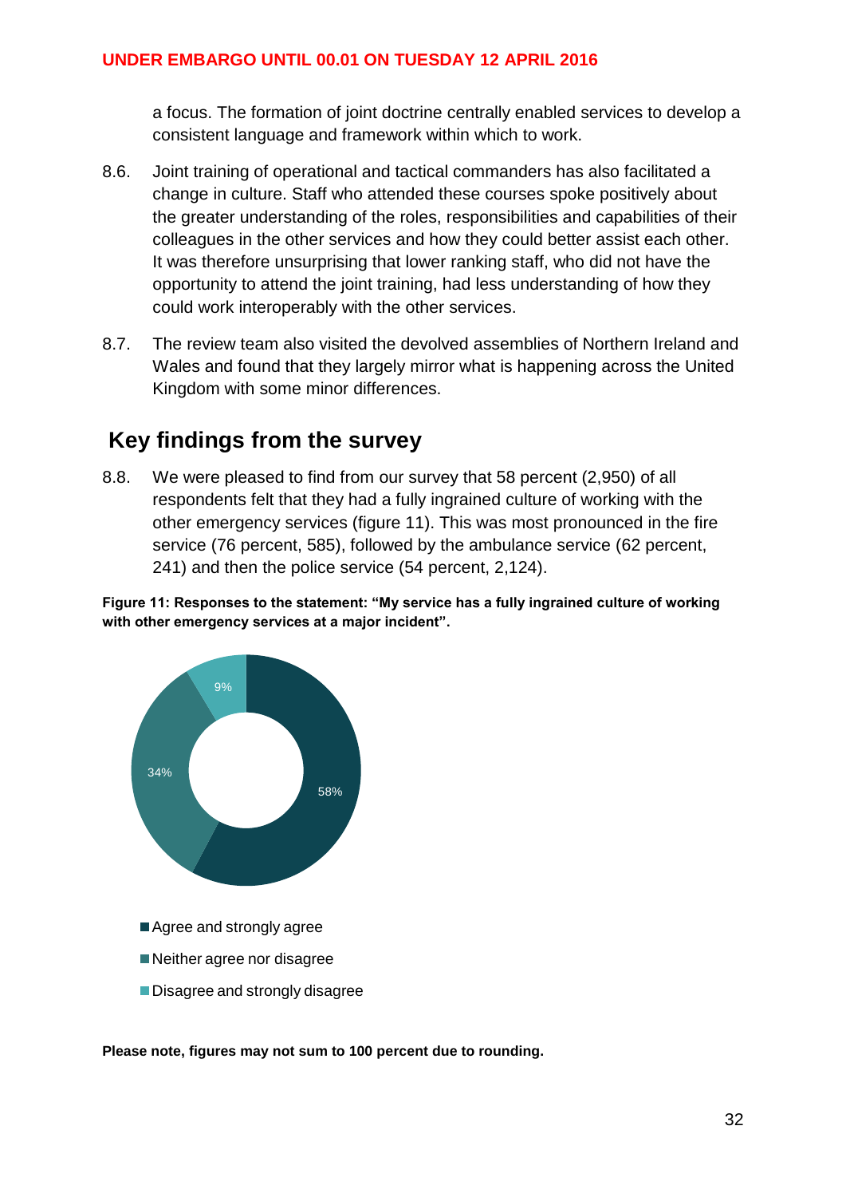a focus. The formation of joint doctrine centrally enabled services to develop a consistent language and framework within which to work.

8.6. Joint training of operational and tactical commanders has also facilitated a change in culture. Staff who attended these courses spoke positively about the greater understanding of the roles, responsibilities and capabilities of their colleagues in the other services and how they could better assist each other. It was therefore unsurprising that lower ranking staff, who did not have the opportunity to attend the joint training, had less understanding of how they could work interoperably with the other services.

8.7. The review team also visited the devolved assemblies of Northern Ireland and Wales and found that they largely mirror what is happening across the United Kingdom with some minor differences.

## Key findings from the survey

8.8. We were pleased to find from our survey that 58 percent (2,950) of all respondents felt that they had a fully ingrained culture of working with the other emergency services (figure 11). This was most pronounced in the fire service (76 percent, 585), followed by the ambulance service (62 percent, 241) and then the police service (54 percent, 2,124).

**Figure 11: Responses to the statement: "My service has a fully ingrained culture of working with other emergency services at a major incident".**

| Response | Percent |
|---|---|
| Agree and strongly agree | 58% |
| Neither agree nor disagree | 34% |
| Disagree and strongly disagree | 9% |

**Please note, figures may not sum to 100 percent due to rounding.**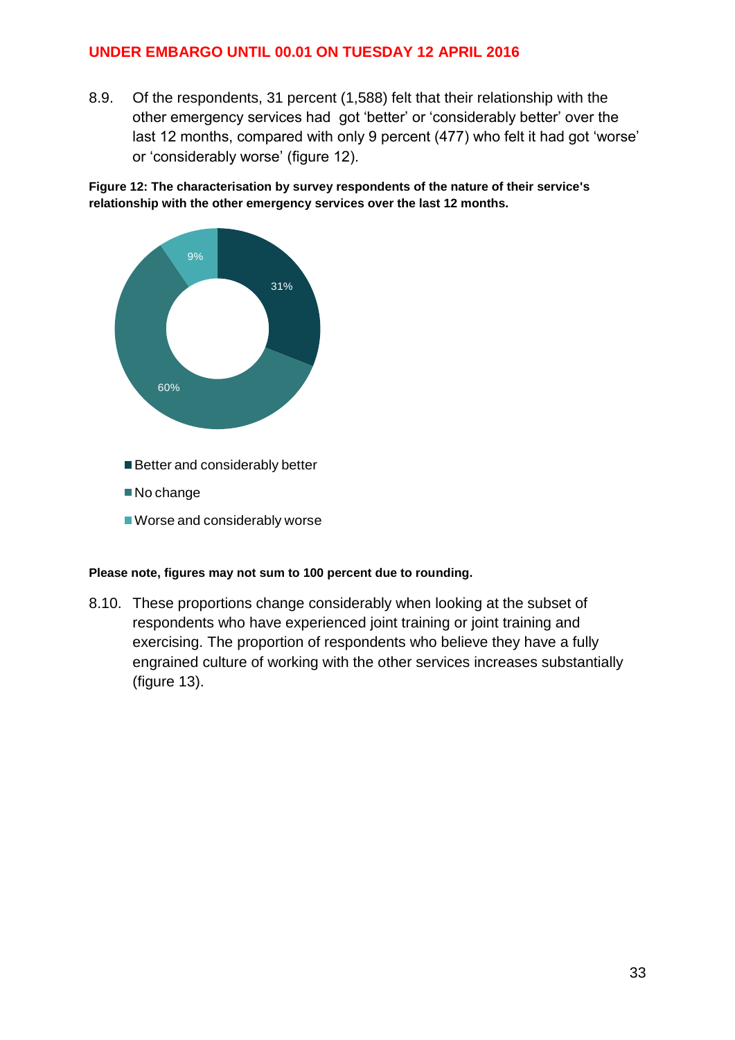**UNDER EMBARGO UNTIL 00.01 ON TUESDAY 12 APRIL 2016**

8.9. Of the respondents, 31 percent (1,588) felt that their relationship with the other emergency services had got 'better' or 'considerably better' over the last 12 months, compared with only 9 percent (477) who felt it had got 'worse' or 'considerably worse' (figure 12).

**Figure 12: The characterisation by survey respondents of the nature of their service's relationship with the other emergency services over the last 12 months.**

| Category | Percent |
|---|---|
| Better and considerably better | 31% |
| No change | 60% |
| Worse and considerably worse | 9% |

**Please note, figures may not sum to 100 percent due to rounding.**

8.10. These proportions change considerably when looking at the subset of respondents who have experienced joint training or joint training and exercising. The proportion of respondents who believe they have a fully engrained culture of working with the other services increases substantially (figure 13).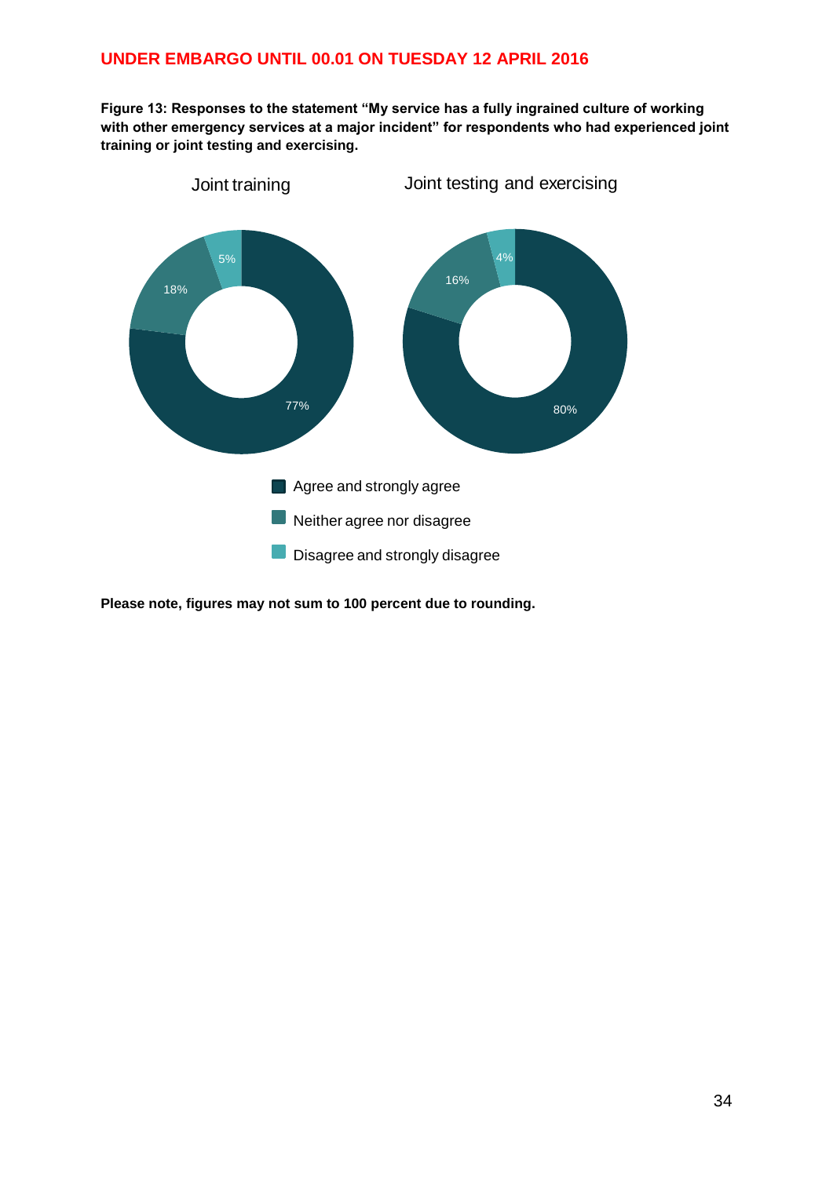**UNDER EMBARGO UNTIL 00.01 ON TUESDAY 12 APRIL 2016**

**Figure 13: Responses to the statement "My service has a fully ingrained culture of working with other emergency services at a major incident" for respondents who had experienced joint training or joint testing and exercising.**

| | Joint training | Joint testing and exercising |
|---|---|---|
| Agree and strongly agree | 77% | 80% |
| Neither agree nor disagree | 18% | 16% |
| Disagree and strongly disagree | 5% | 4% |

**Please note, figures may not sum to 100 percent due to rounding.**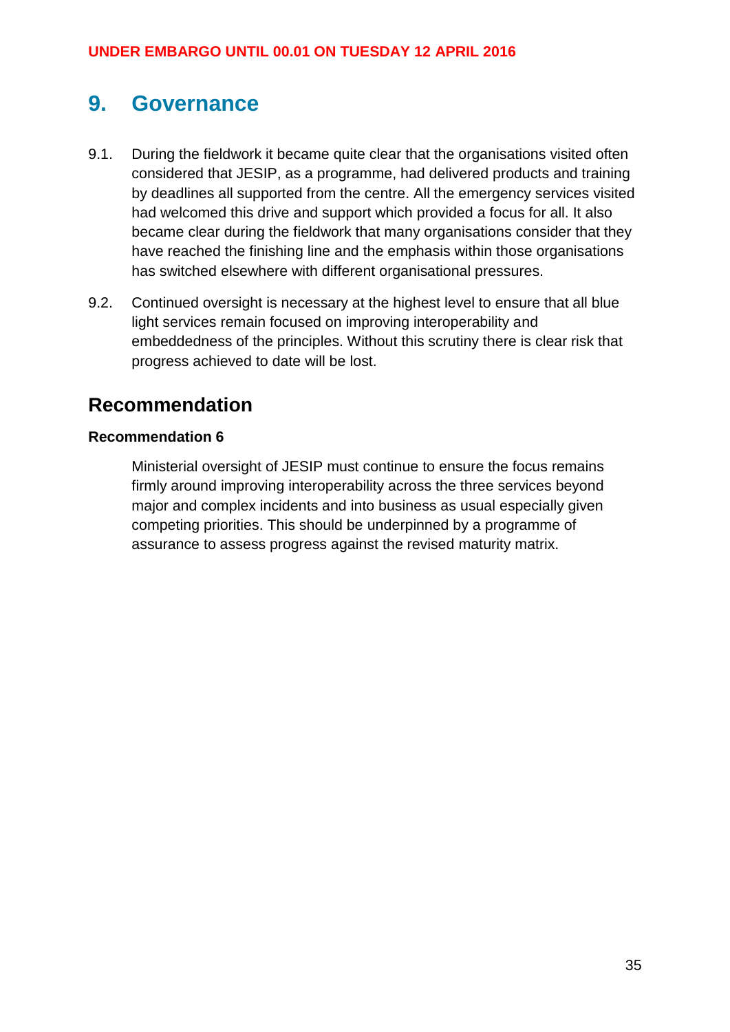# 9. Governance

9.1. During the fieldwork it became quite clear that the organisations visited often considered that JESIP, as a programme, had delivered products and training by deadlines all supported from the centre. All the emergency services visited had welcomed this drive and support which provided a focus for all. It also became clear during the fieldwork that many organisations consider that they have reached the finishing line and the emphasis within those organisations has switched elsewhere with different organisational pressures.

9.2. Continued oversight is necessary at the highest level to ensure that all blue light services remain focused on improving interoperability and embeddedness of the principles. Without this scrutiny there is clear risk that progress achieved to date will be lost.

## Recommendation

**Recommendation 6**

Ministerial oversight of JESIP must continue to ensure the focus remains firmly around improving interoperability across the three services beyond major and complex incidents and into business as usual especially given competing priorities. This should be underpinned by a programme of assurance to assess progress against the revised maturity matrix.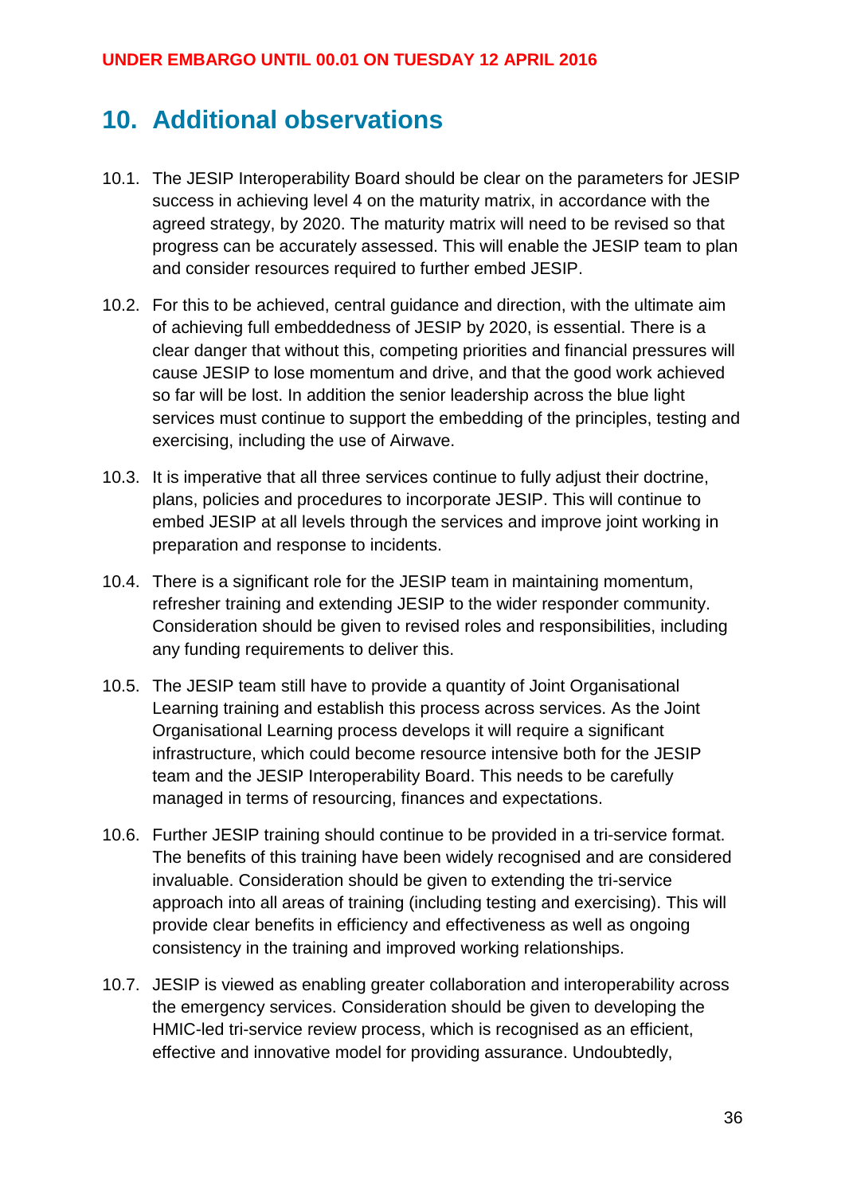# 10. Additional observations

10.1. The JESIP Interoperability Board should be clear on the parameters for JESIP success in achieving level 4 on the maturity matrix, in accordance with the agreed strategy, by 2020. The maturity matrix will need to be revised so that progress can be accurately assessed. This will enable the JESIP team to plan and consider resources required to further embed JESIP.

10.2. For this to be achieved, central guidance and direction, with the ultimate aim of achieving full embeddedness of JESIP by 2020, is essential. There is a clear danger that without this, competing priorities and financial pressures will cause JESIP to lose momentum and drive, and that the good work achieved so far will be lost. In addition the senior leadership across the blue light services must continue to support the embedding of the principles, testing and exercising, including the use of Airwave.

10.3. It is imperative that all three services continue to fully adjust their doctrine, plans, policies and procedures to incorporate JESIP. This will continue to embed JESIP at all levels through the services and improve joint working in preparation and response to incidents.

10.4. There is a significant role for the JESIP team in maintaining momentum, refresher training and extending JESIP to the wider responder community. Consideration should be given to revised roles and responsibilities, including any funding requirements to deliver this.

10.5. The JESIP team still have to provide a quantity of Joint Organisational Learning training and establish this process across services. As the Joint Organisational Learning process develops it will require a significant infrastructure, which could become resource intensive both for the JESIP team and the JESIP Interoperability Board. This needs to be carefully managed in terms of resourcing, finances and expectations.

10.6. Further JESIP training should continue to be provided in a tri-service format. The benefits of this training have been widely recognised and are considered invaluable. Consideration should be given to extending the tri-service approach into all areas of training (including testing and exercising). This will provide clear benefits in efficiency and effectiveness as well as ongoing consistency in the training and improved working relationships.

10.7. JESIP is viewed as enabling greater collaboration and interoperability across the emergency services. Consideration should be given to developing the HMIC-led tri-service review process, which is recognised as an efficient, effective and innovative model for providing assurance. Undoubtedly,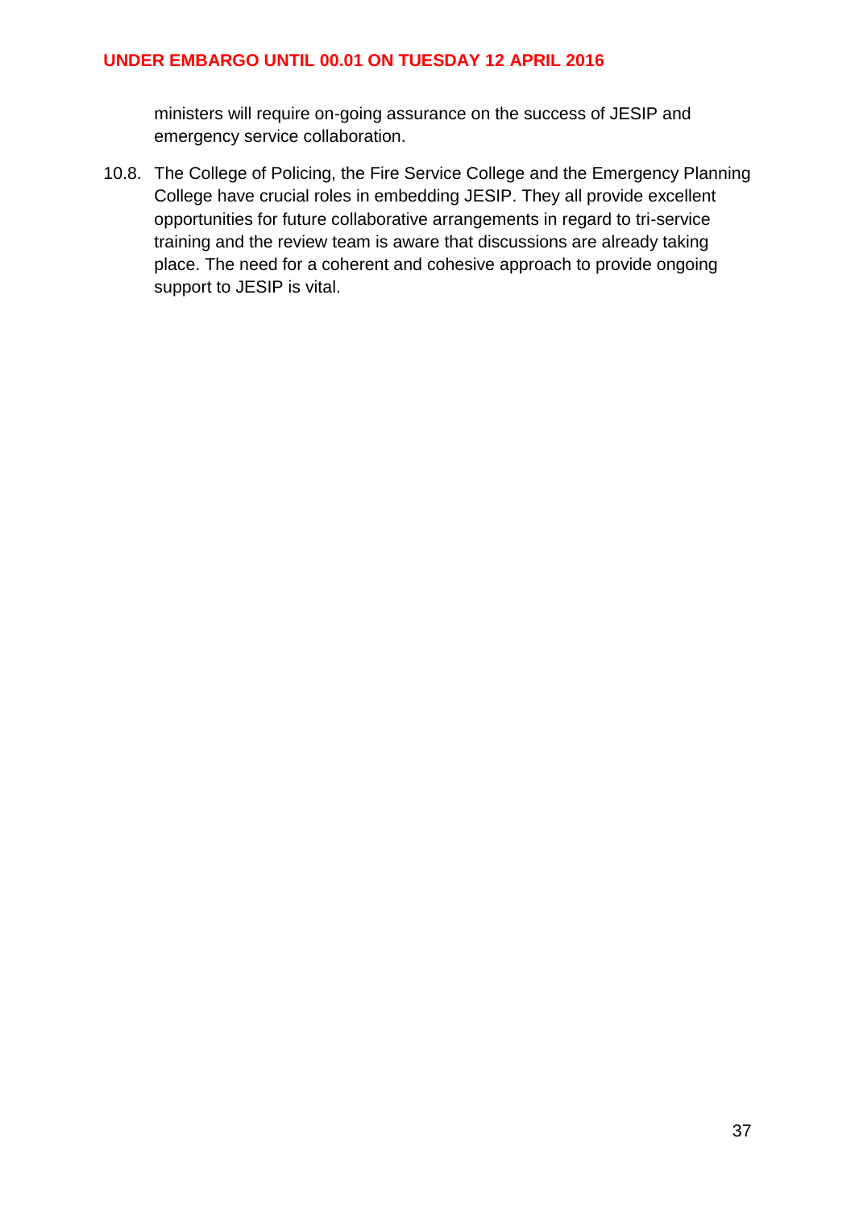ministers will require on-going assurance on the success of JESIP and emergency service collaboration.

10.8. The College of Policing, the Fire Service College and the Emergency Planning College have crucial roles in embedding JESIP. They all provide excellent opportunities for future collaborative arrangements in regard to tri-service training and the review team is aware that discussions are already taking place. The need for a coherent and cohesive approach to provide ongoing support to JESIP is vital.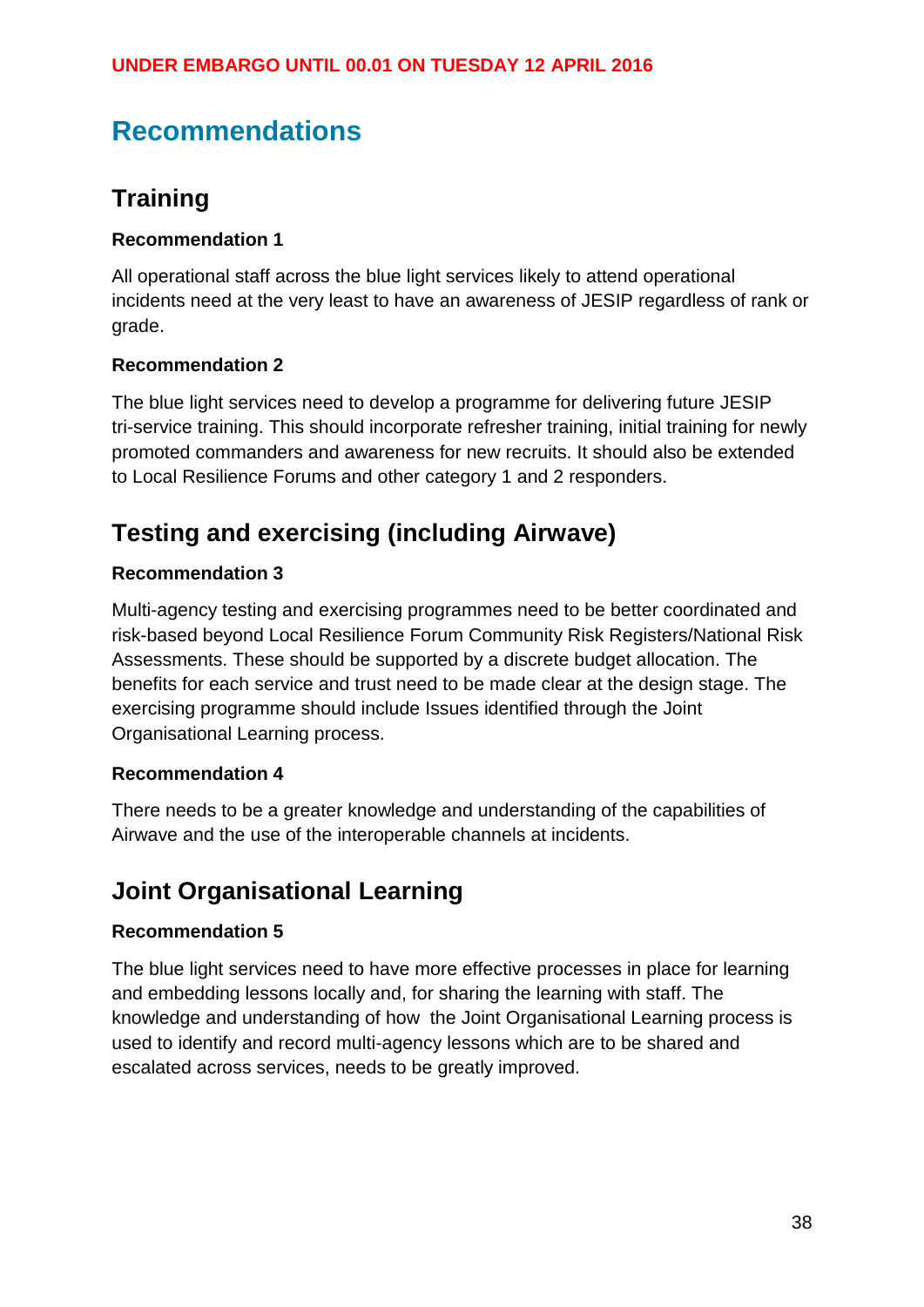**UNDER EMBARGO UNTIL 00.01 ON TUESDAY 12 APRIL 2016**

# Recommendations

## Training

**Recommendation 1**

All operational staff across the blue light services likely to attend operational incidents need at the very least to have an awareness of JESIP regardless of rank or grade.

**Recommendation 2**

The blue light services need to develop a programme for delivering future JESIP tri-service training. This should incorporate refresher training, initial training for newly promoted commanders and awareness for new recruits. It should also be extended to Local Resilience Forums and other category 1 and 2 responders.

## Testing and exercising (including Airwave)

**Recommendation 3**

Multi-agency testing and exercising programmes need to be better coordinated and risk-based beyond Local Resilience Forum Community Risk Registers/National Risk Assessments. These should be supported by a discrete budget allocation. The benefits for each service and trust need to be made clear at the design stage. The exercising programme should include Issues identified through the Joint Organisational Learning process.

**Recommendation 4**

There needs to be a greater knowledge and understanding of the capabilities of Airwave and the use of the interoperable channels at incidents.

## Joint Organisational Learning

**Recommendation 5**

The blue light services need to have more effective processes in place for learning and embedding lessons locally and, for sharing the learning with staff. The knowledge and understanding of how the Joint Organisational Learning process is used to identify and record multi-agency lessons which are to be shared and escalated across services, needs to be greatly improved.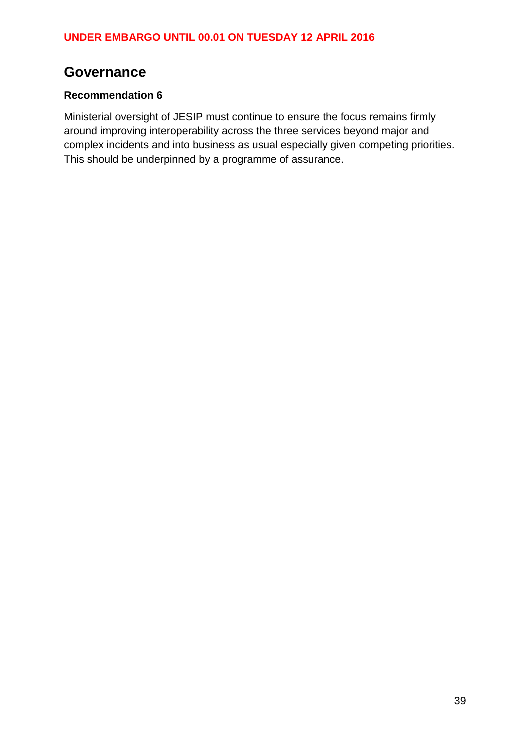UNDER EMBARGO UNTIL 00.01 ON TUESDAY 12 APRIL 2016

## Governance

**Recommendation 6**

Ministerial oversight of JESIP must continue to ensure the focus remains firmly around improving interoperability across the three services beyond major and complex incidents and into business as usual especially given competing priorities. This should be underpinned by a programme of assurance.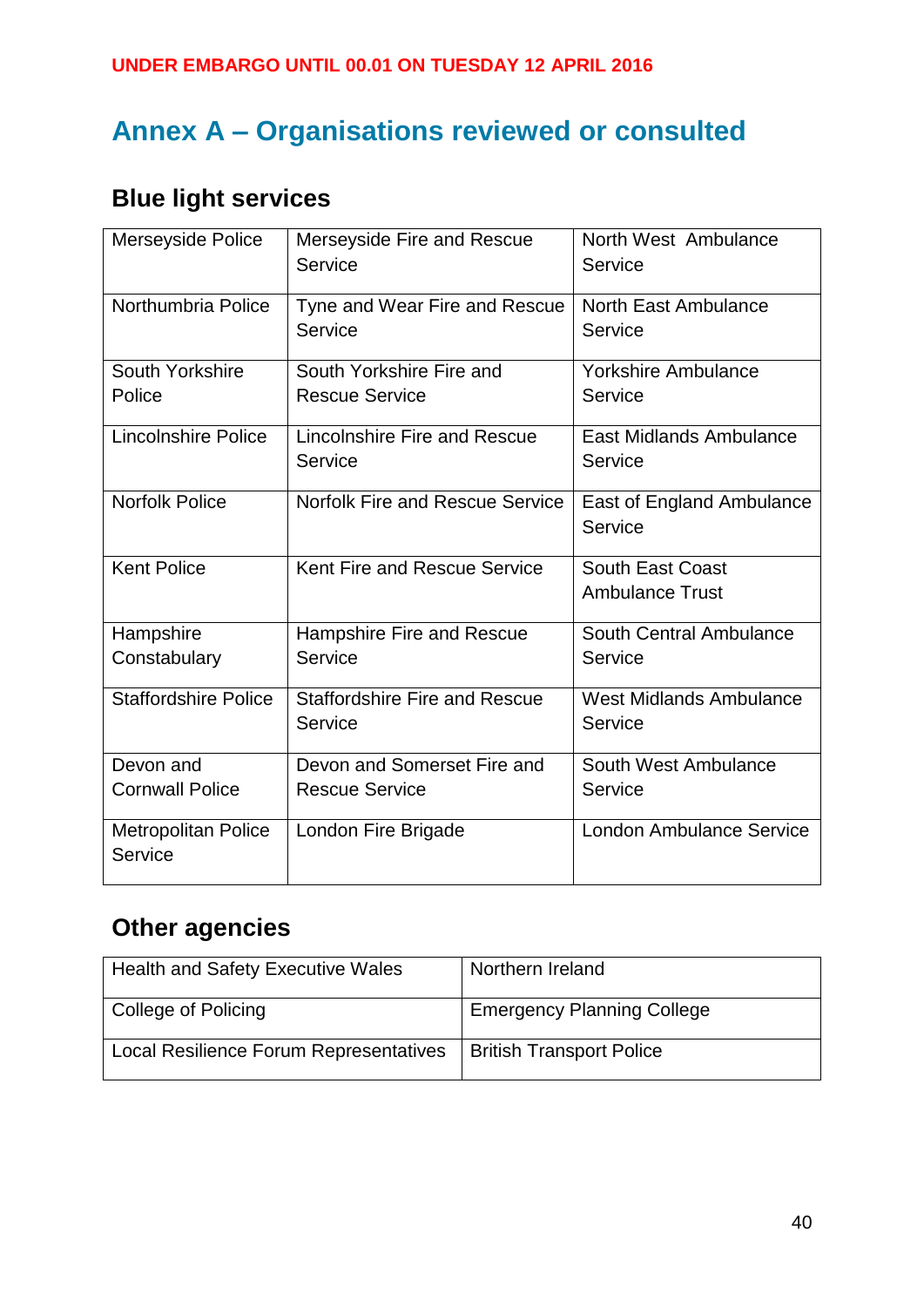UNDER EMBARGO UNTIL 00.01 ON TUESDAY 12 APRIL 2016

# Annex A – Organisations reviewed or consulted

## Blue light services

| | | |
|---|---|---|
| Merseyside Police | Merseyside Fire and Rescue Service | North West Ambulance Service |
| Northumbria Police | Tyne and Wear Fire and Rescue Service | North East Ambulance Service |
| South Yorkshire Police | South Yorkshire Fire and Rescue Service | Yorkshire Ambulance Service |
| Lincolnshire Police | Lincolnshire Fire and Rescue Service | East Midlands Ambulance Service |
| Norfolk Police | Norfolk Fire and Rescue Service | East of England Ambulance Service |
| Kent Police | Kent Fire and Rescue Service | South East Coast Ambulance Trust |
| Hampshire Constabulary | Hampshire Fire and Rescue Service | South Central Ambulance Service |
| Staffordshire Police | Staffordshire Fire and Rescue Service | West Midlands Ambulance Service |
| Devon and Cornwall Police | Devon and Somerset Fire and Rescue Service | South West Ambulance Service |
| Metropolitan Police Service | London Fire Brigade | London Ambulance Service |

## Other agencies

| | |
|---|---|
| Health and Safety Executive Wales | Northern Ireland |
| College of Policing | Emergency Planning College |
| Local Resilience Forum Representatives | British Transport Police |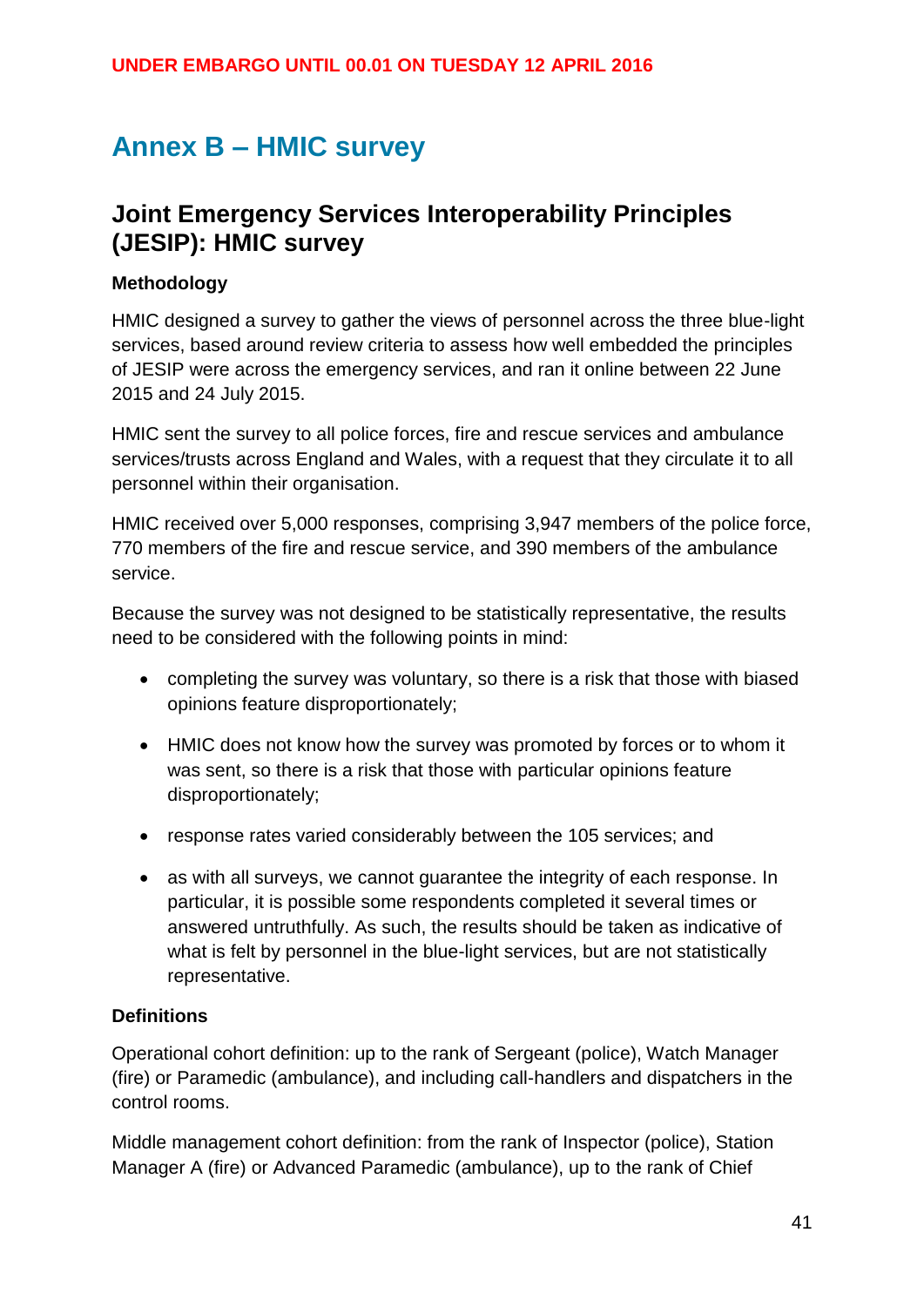# Annex B – HMIC survey

## Joint Emergency Services Interoperability Principles (JESIP): HMIC survey

### Methodology

HMIC designed a survey to gather the views of personnel across the three blue-light services, based around review criteria to assess how well embedded the principles of JESIP were across the emergency services, and ran it online between 22 June 2015 and 24 July 2015.

HMIC sent the survey to all police forces, fire and rescue services and ambulance services/trusts across England and Wales, with a request that they circulate it to all personnel within their organisation.

HMIC received over 5,000 responses, comprising 3,947 members of the police force, 770 members of the fire and rescue service, and 390 members of the ambulance service.

Because the survey was not designed to be statistically representative, the results need to be considered with the following points in mind:

- completing the survey was voluntary, so there is a risk that those with biased opinions feature disproportionately;
- HMIC does not know how the survey was promoted by forces or to whom it was sent, so there is a risk that those with particular opinions feature disproportionately;
- response rates varied considerably between the 105 services; and
- as with all surveys, we cannot guarantee the integrity of each response. In particular, it is possible some respondents completed it several times or answered untruthfully. As such, the results should be taken as indicative of what is felt by personnel in the blue-light services, but are not statistically representative.

### Definitions

Operational cohort definition: up to the rank of Sergeant (police), Watch Manager (fire) or Paramedic (ambulance), and including call-handlers and dispatchers in the control rooms.

Middle management cohort definition: from the rank of Inspector (police), Station Manager A (fire) or Advanced Paramedic (ambulance), up to the rank of Chief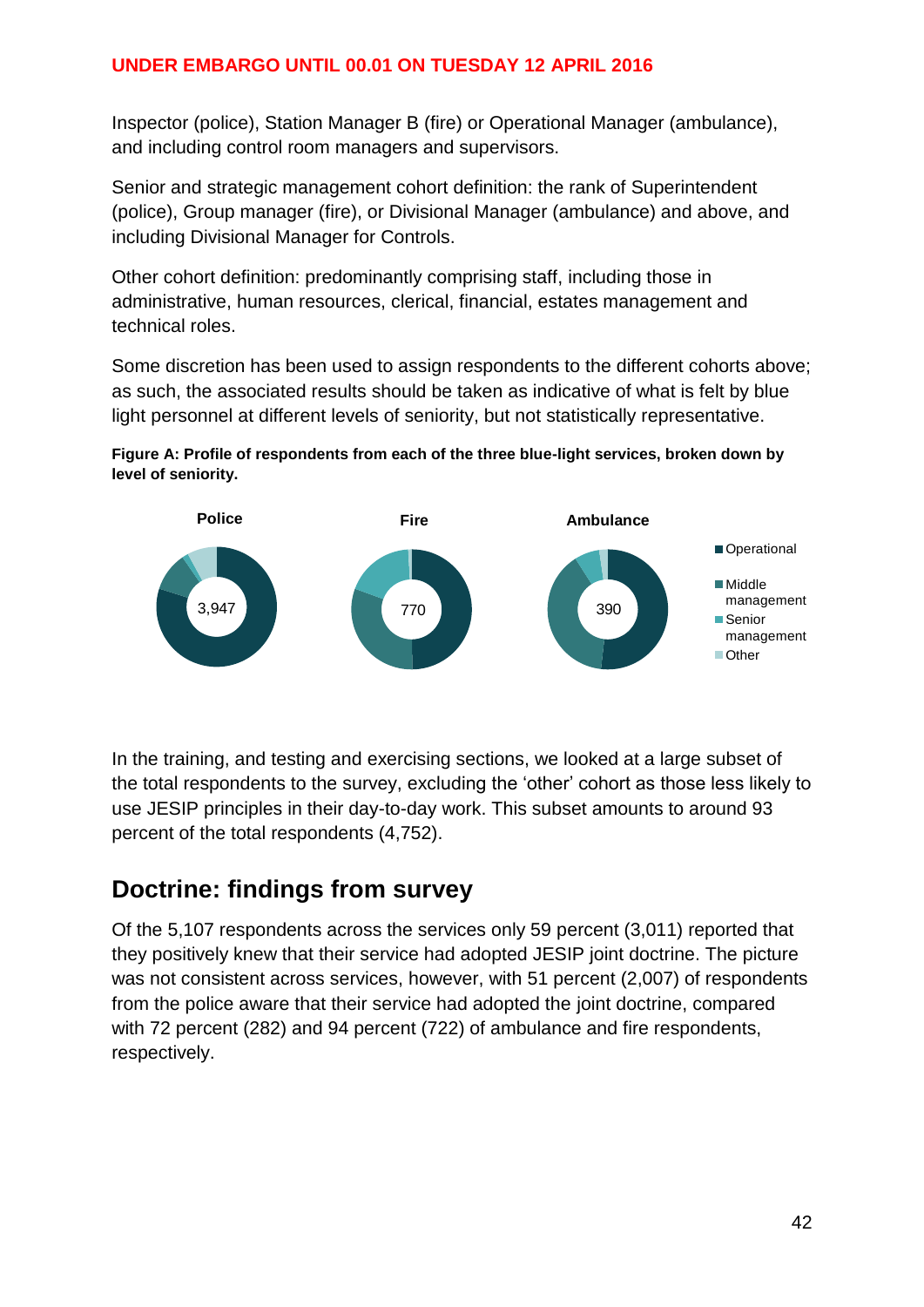UNDER EMBARGO UNTIL 00.01 ON TUESDAY 12 APRIL 2016

Inspector (police), Station Manager B (fire) or Operational Manager (ambulance), and including control room managers and supervisors.

Senior and strategic management cohort definition: the rank of Superintendent (police), Group manager (fire), or Divisional Manager (ambulance) and above, and including Divisional Manager for Controls.

Other cohort definition: predominantly comprising staff, including those in administrative, human resources, clerical, financial, estates management and technical roles.

Some discretion has been used to assign respondents to the different cohorts above; as such, the associated results should be taken as indicative of what is felt by blue light personnel at different levels of seniority, but not statistically representative.

**Figure A: Profile of respondents from each of the three blue-light services, broken down by level of seniority.**

Police: 3,947 | Fire: 770 | Ambulance: 390

Legend: Operational; Middle management; Senior management; Other

In the training, and testing and exercising sections, we looked at a large subset of the total respondents to the survey, excluding the 'other' cohort as those less likely to use JESIP principles in their day-to-day work. This subset amounts to around 93 percent of the total respondents (4,752).

## Doctrine: findings from survey

Of the 5,107 respondents across the services only 59 percent (3,011) reported that they positively knew that their service had adopted JESIP joint doctrine. The picture was not consistent across services, however, with 51 percent (2,007) of respondents from the police aware that their service had adopted the joint doctrine, compared with 72 percent (282) and 94 percent (722) of ambulance and fire respondents, respectively.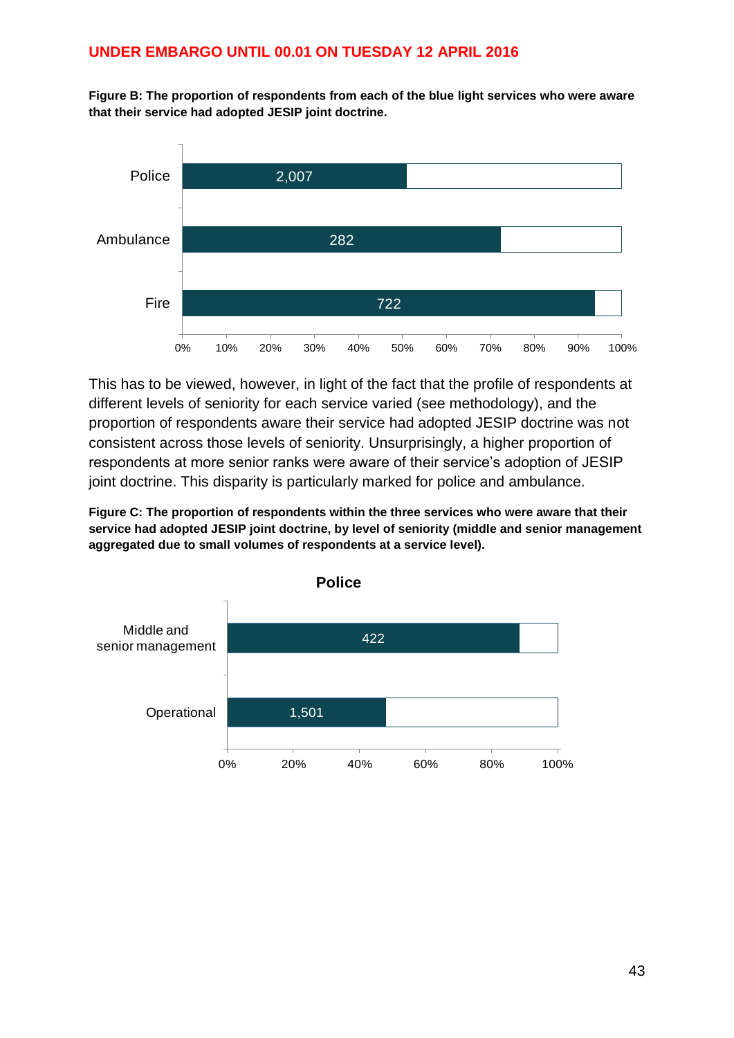UNDER EMBARGO UNTIL 00.01 ON TUESDAY 12 APRIL 2016

**Figure B: The proportion of respondents from each of the blue light services who were aware that their service had adopted JESIP joint doctrine.**

| Service | Respondents |
|---|---|
| Police | 2,007 |
| Ambulance | 282 |
| Fire | 722 |

This has to be viewed, however, in light of the fact that the profile of respondents at different levels of seniority for each service varied (see methodology), and the proportion of respondents aware their service had adopted JESIP doctrine was not consistent across those levels of seniority. Unsurprisingly, a higher proportion of respondents at more senior ranks were aware of their service's adoption of JESIP joint doctrine. This disparity is particularly marked for police and ambulance.

**Figure C: The proportion of respondents within the three services who were aware that their service had adopted JESIP joint doctrine, by level of seniority (middle and senior management aggregated due to small volumes of respondents at a service level).**

**Police**

| Level of seniority | Respondents |
|---|---|
| Middle and senior management | 422 |
| Operational | 1,501 |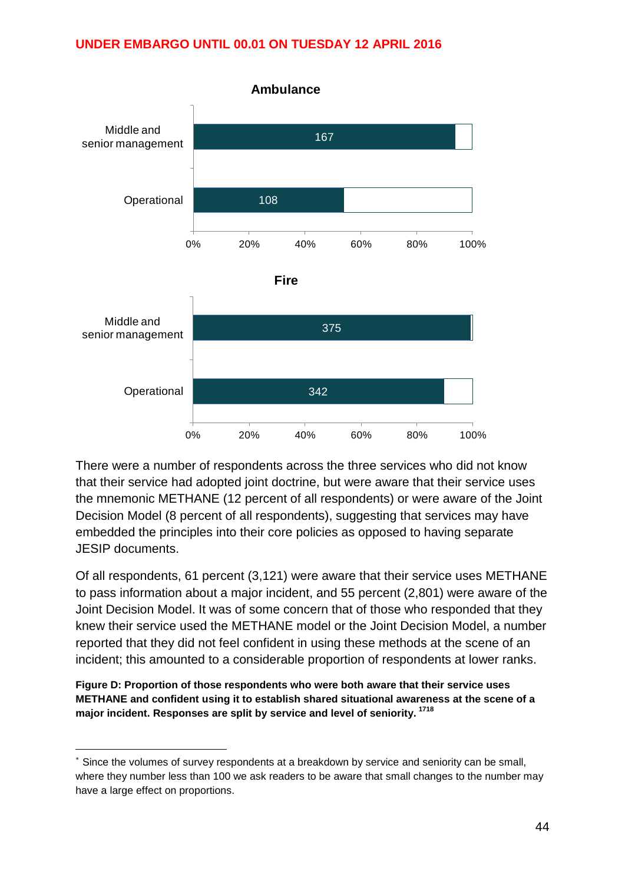UNDER EMBARGO UNTIL 00.01 ON TUESDAY 12 APRIL 2016

**Ambulance**

| | Value |
|---|---|
| Middle and senior management | 167 |
| Operational | 108 |

**Fire**

| | Value |
|---|---|
| Middle and senior management | 375 |
| Operational | 342 |

There were a number of respondents across the three services who did not know that their service had adopted joint doctrine, but were aware that their service uses the mnemonic METHANE (12 percent of all respondents) or were aware of the Joint Decision Model (8 percent of all respondents), suggesting that services may have embedded the principles into their core policies as opposed to having separate JESIP documents.

Of all respondents, 61 percent (3,121) were aware that their service uses METHANE to pass information about a major incident, and 55 percent (2,801) were aware of the Joint Decision Model. It was of some concern that of those who responded that they knew their service used the METHANE model or the Joint Decision Model, a number reported that they did not feel confident in using these methods at the scene of an incident; this amounted to a considerable proportion of respondents at lower ranks.

**Figure D: Proportion of those respondents who were both aware that their service uses METHANE and confident using it to establish shared situational awareness at the scene of a major incident. Responses are split by service and level of seniority.** [17,18]

[*] Since the volumes of survey respondents at a breakdown by service and seniority can be small, where they number less than 100 we ask readers to be aware that small changes to the number may have a large effect on proportions.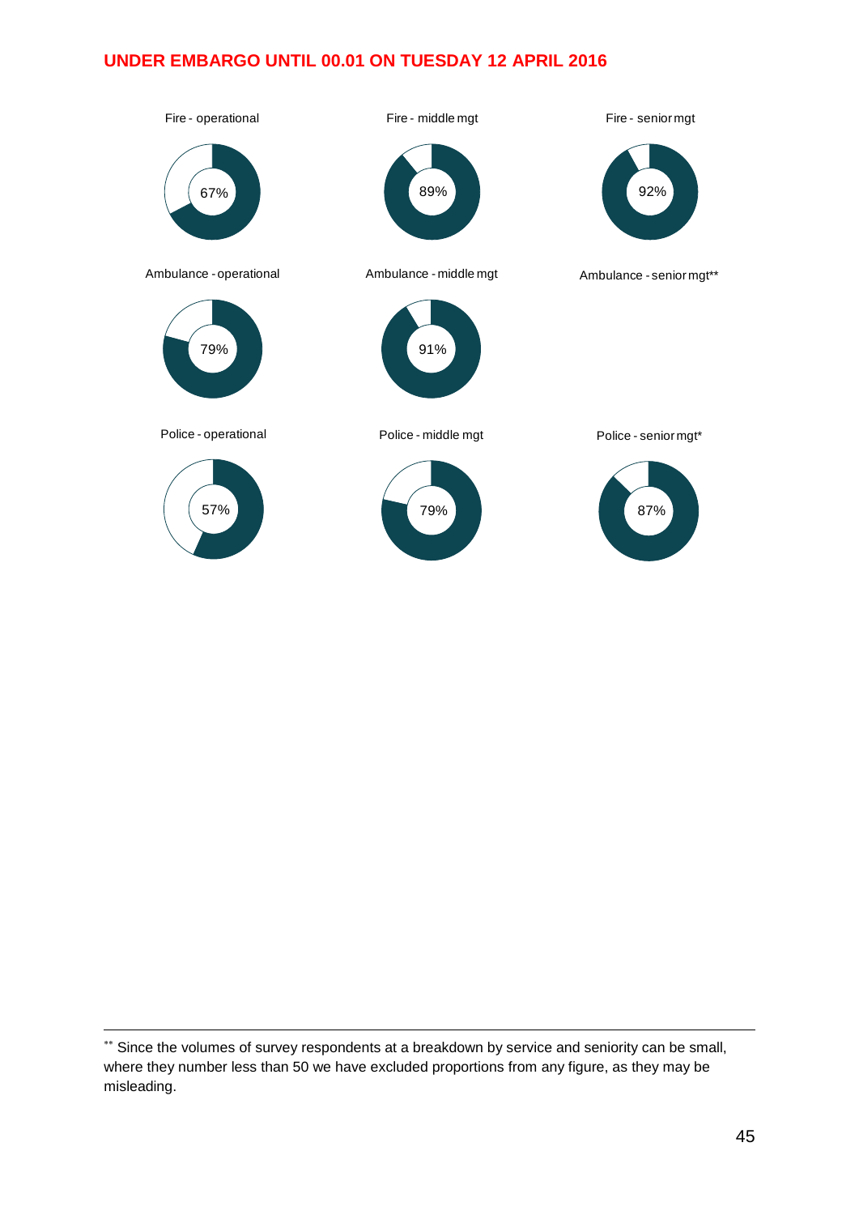**UNDER EMBARGO UNTIL 00.01 ON TUESDAY 12 APRIL 2016**

| Fire - operational | Fire - middle mgt | Fire - senior mgt |
|---|---|---|
| 67% | 89% | 92% |

| Ambulance - operational | Ambulance - middle mgt | Ambulance - senior mgt** |
|---|---|---|
| 79% | 91% | |

| Police - operational | Police - middle mgt | Police - senior mgt* |
|---|---|---|
| 57% | 79% | 87% |

** Since the volumes of survey respondents at a breakdown by service and seniority can be small, where they number less than 50 we have excluded proportions from any figure, as they may be misleading.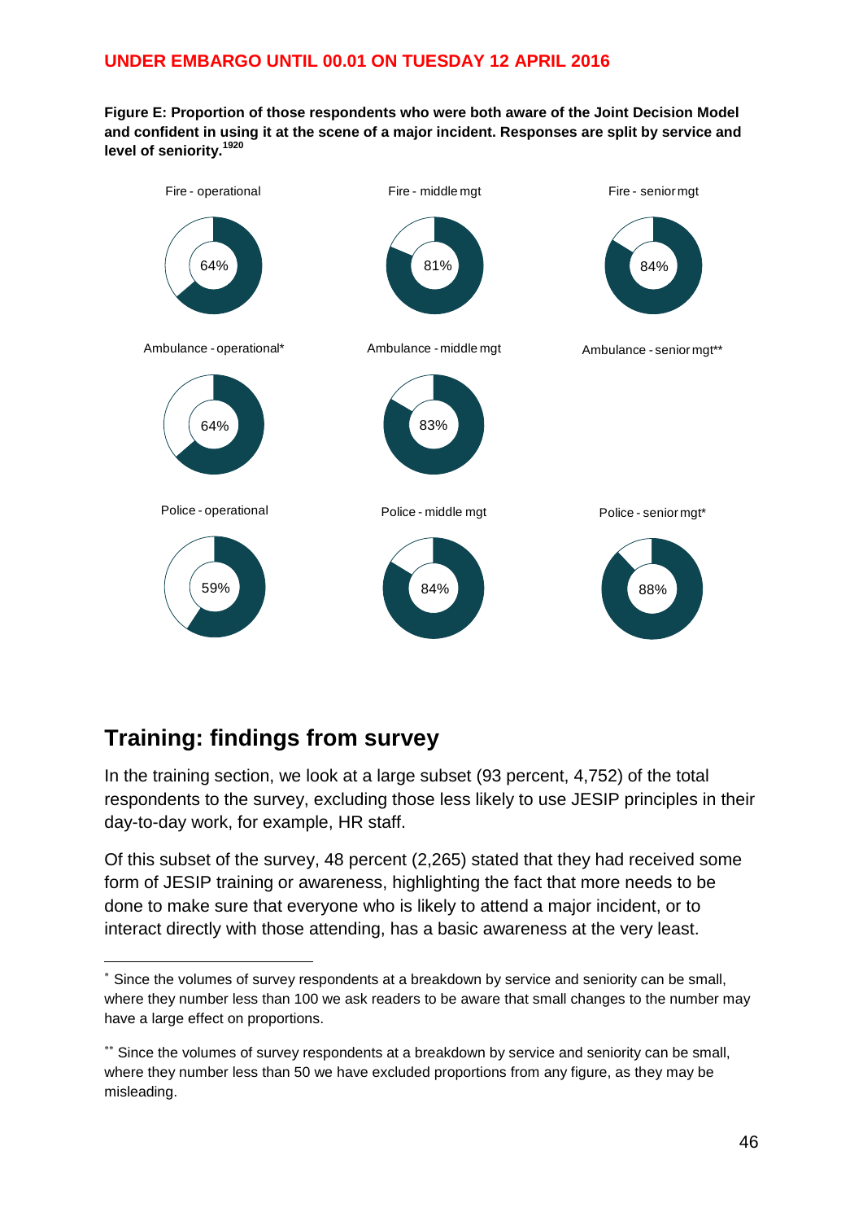UNDER EMBARGO UNTIL 00.01 ON TUESDAY 12 APRIL 2016

**Figure E: Proportion of those respondents who were both aware of the Joint Decision Model and confident in using it at the scene of a major incident. Responses are split by service and level of seniority.[19][20]**

| | Operational | Middle mgt | Senior mgt |
|---|---|---|---|
| Fire | 64% | 81% | 84% |
| Ambulance | 64%* | 83% | ** |
| Police | 59% | 84% | 88%* |

## Training: findings from survey

In the training section, we look at a large subset (93 percent, 4,752) of the total respondents to the survey, excluding those less likely to use JESIP principles in their day-to-day work, for example, HR staff.

Of this subset of the survey, 48 percent (2,265) stated that they had received some form of JESIP training or awareness, highlighting the fact that more needs to be done to make sure that everyone who is likely to attend a major incident, or to interact directly with those attending, has a basic awareness at the very least.

---

* Since the volumes of survey respondents at a breakdown by service and seniority can be small, where they number less than 100 we ask readers to be aware that small changes to the number may have a large effect on proportions.

** Since the volumes of survey respondents at a breakdown by service and seniority can be small, where they number less than 50 we have excluded proportions from any figure, as they may be misleading.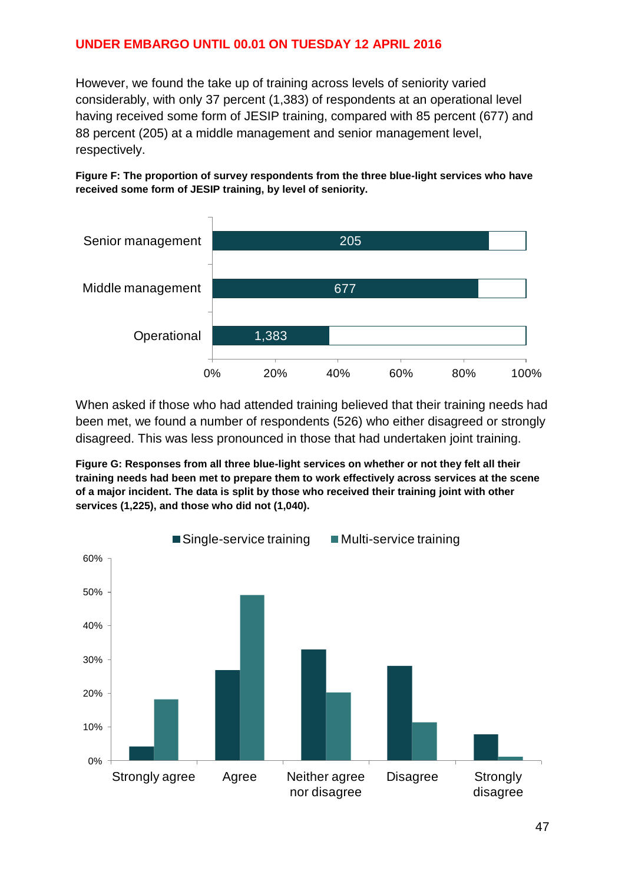**UNDER EMBARGO UNTIL 00.01 ON TUESDAY 12 APRIL 2016**

However, we found the take up of training across levels of seniority varied considerably, with only 37 percent (1,383) of respondents at an operational level having received some form of JESIP training, compared with 85 percent (677) and 88 percent (205) at a middle management and senior management level, respectively.

**Figure F: The proportion of survey respondents from the three blue-light services who have received some form of JESIP training, by level of seniority.**

When asked if those who had attended training believed that their training needs had been met, we found a number of respondents (526) who either disagreed or strongly disagreed. This was less pronounced in those that had undertaken joint training.

**Figure G: Responses from all three blue-light services on whether or not they felt all their training needs had been met to prepare them to work effectively across services at the scene of a major incident. The data is split by those who received their training joint with other services (1,225), and those who did not (1,040).**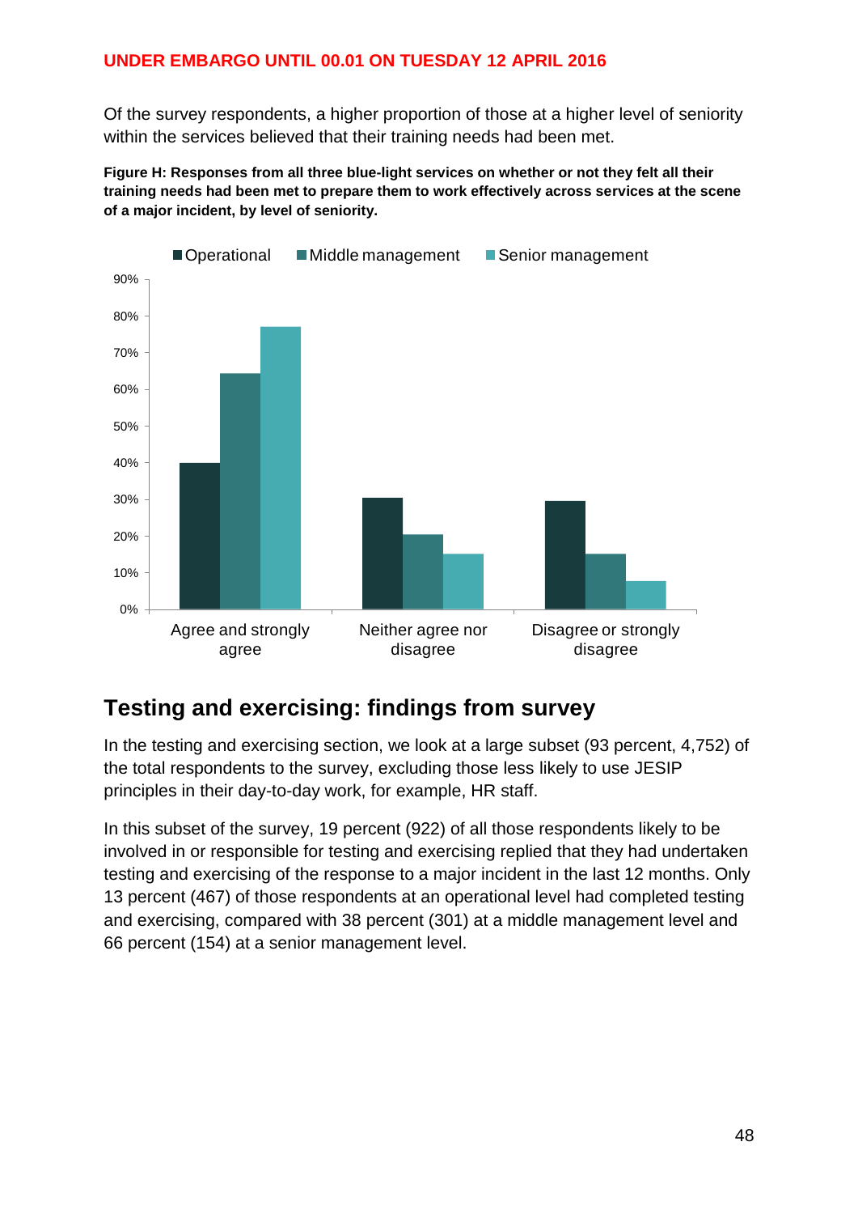UNDER EMBARGO UNTIL 00.01 ON TUESDAY 12 APRIL 2016

Of the survey respondents, a higher proportion of those at a higher level of seniority within the services believed that their training needs had been met.

**Figure H: Responses from all three blue-light services on whether or not they felt all their training needs had been met to prepare them to work effectively across services at the scene of a major incident, by level of seniority.**

## Testing and exercising: findings from survey

In the testing and exercising section, we look at a large subset (93 percent, 4,752) of the total respondents to the survey, excluding those less likely to use JESIP principles in their day-to-day work, for example, HR staff.

In this subset of the survey, 19 percent (922) of all those respondents likely to be involved in or responsible for testing and exercising replied that they had undertaken testing and exercising of the response to a major incident in the last 12 months. Only 13 percent (467) of those respondents at an operational level had completed testing and exercising, compared with 38 percent (301) at a middle management level and 66 percent (154) at a senior management level.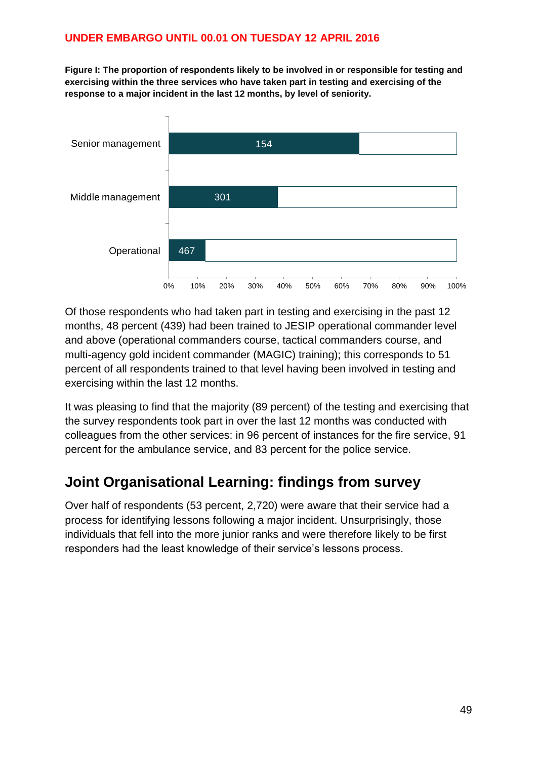UNDER EMBARGO UNTIL 00.01 ON TUESDAY 12 APRIL 2016

**Figure I: The proportion of respondents likely to be involved in or responsible for testing and exercising within the three services who have taken part in testing and exercising of the response to a major incident in the last 12 months, by level of seniority.**

| Level of seniority | Number | Approximate proportion |
|---|---|---|
| Senior management | 154 | ~66% |
| Middle management | 301 | ~38% |
| Operational | 467 | ~13% |

Of those respondents who had taken part in testing and exercising in the past 12 months, 48 percent (439) had been trained to JESIP operational commander level and above (operational commanders course, tactical commanders course, and multi-agency gold incident commander (MAGIC) training); this corresponds to 51 percent of all respondents trained to that level having been involved in testing and exercising within the last 12 months.

It was pleasing to find that the majority (89 percent) of the testing and exercising that the survey respondents took part in over the last 12 months was conducted with colleagues from the other services: in 96 percent of instances for the fire service, 91 percent for the ambulance service, and 83 percent for the police service.

## Joint Organisational Learning: findings from survey

Over half of respondents (53 percent, 2,720) were aware that their service had a process for identifying lessons following a major incident. Unsurprisingly, those individuals that fell into the more junior ranks and were therefore likely to be first responders had the least knowledge of their service's lessons process.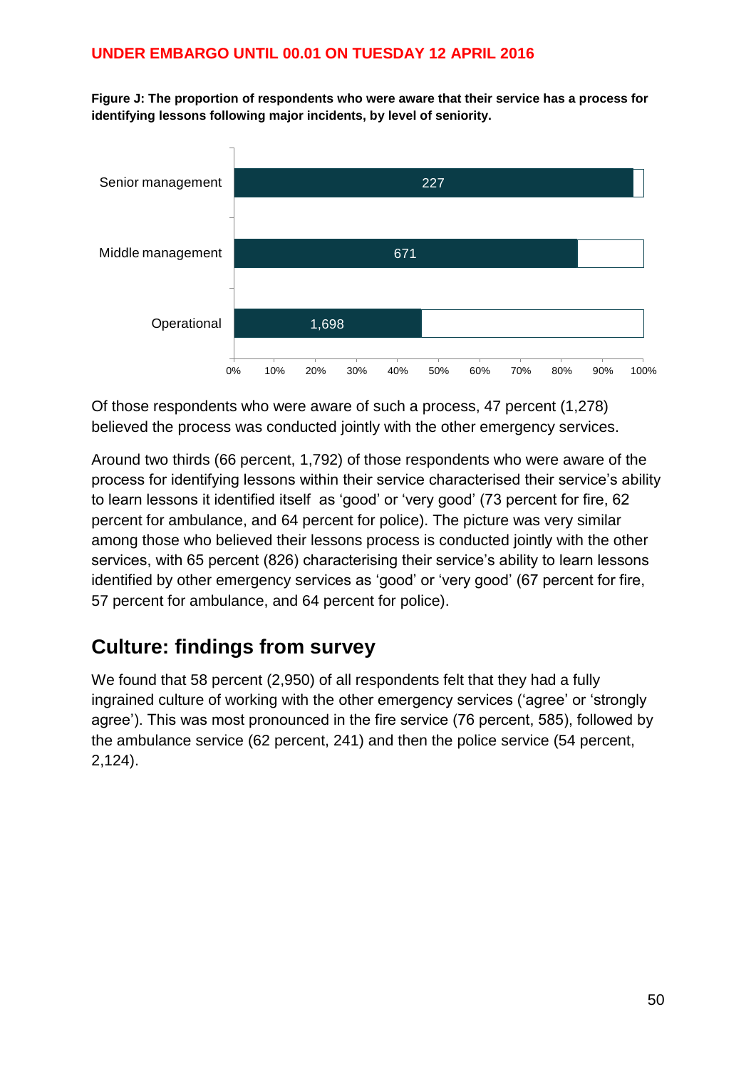**UNDER EMBARGO UNTIL 00.01 ON TUESDAY 12 APRIL 2016**

**Figure J: The proportion of respondents who were aware that their service has a process for identifying lessons following major incidents, by level of seniority.**

| Level of seniority | Number aware |
|---|---|
| Senior management | 227 |
| Middle management | 671 |
| Operational | 1,698 |

Of those respondents who were aware of such a process, 47 percent (1,278) believed the process was conducted jointly with the other emergency services.

Around two thirds (66 percent, 1,792) of those respondents who were aware of the process for identifying lessons within their service characterised their service's ability to learn lessons it identified itself as 'good' or 'very good' (73 percent for fire, 62 percent for ambulance, and 64 percent for police). The picture was very similar among those who believed their lessons process is conducted jointly with the other services, with 65 percent (826) characterising their service's ability to learn lessons identified by other emergency services as 'good' or 'very good' (67 percent for fire, 57 percent for ambulance, and 64 percent for police).

## Culture: findings from survey

We found that 58 percent (2,950) of all respondents felt that they had a fully ingrained culture of working with the other emergency services ('agree' or 'strongly agree'). This was most pronounced in the fire service (76 percent, 585), followed by the ambulance service (62 percent, 241) and then the police service (54 percent, 2,124).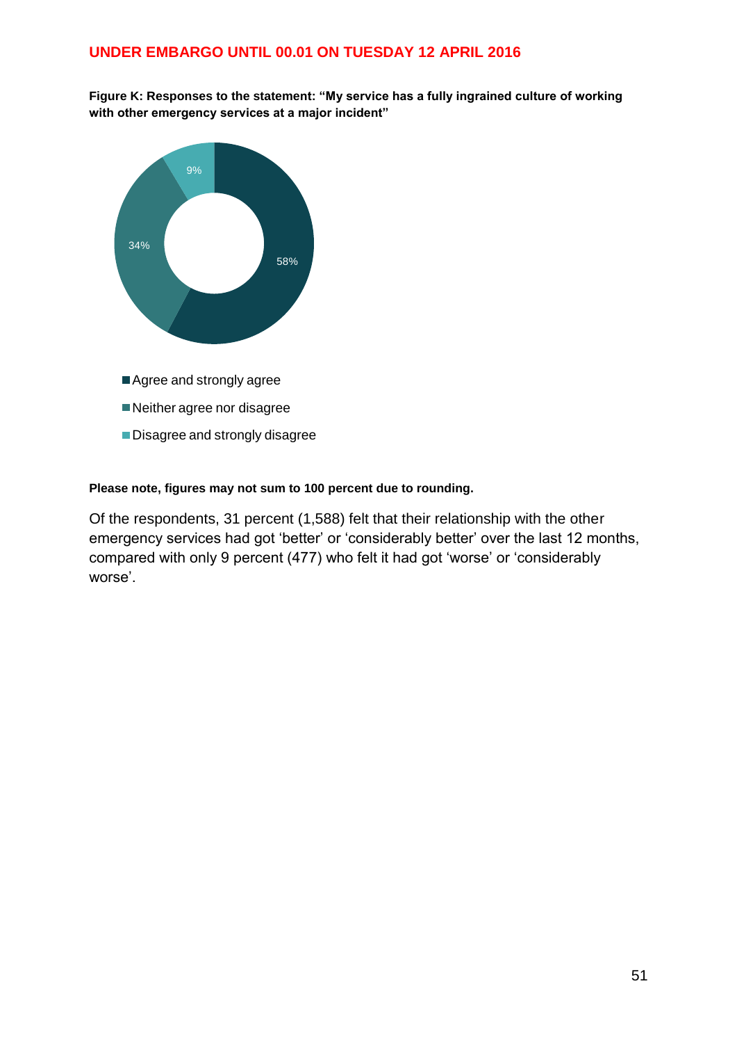UNDER EMBARGO UNTIL 00.01 ON TUESDAY 12 APRIL 2016

**Figure K: Responses to the statement: "My service has a fully ingrained culture of working with other emergency services at a major incident"**

- Agree and strongly agree: 58%
- Neither agree nor disagree: 34%
- Disagree and strongly disagree: 9%

**Please note, figures may not sum to 100 percent due to rounding.**

Of the respondents, 31 percent (1,588) felt that their relationship with the other emergency services had got 'better' or 'considerably better' over the last 12 months, compared with only 9 percent (477) who felt it had got 'worse' or 'considerably worse'.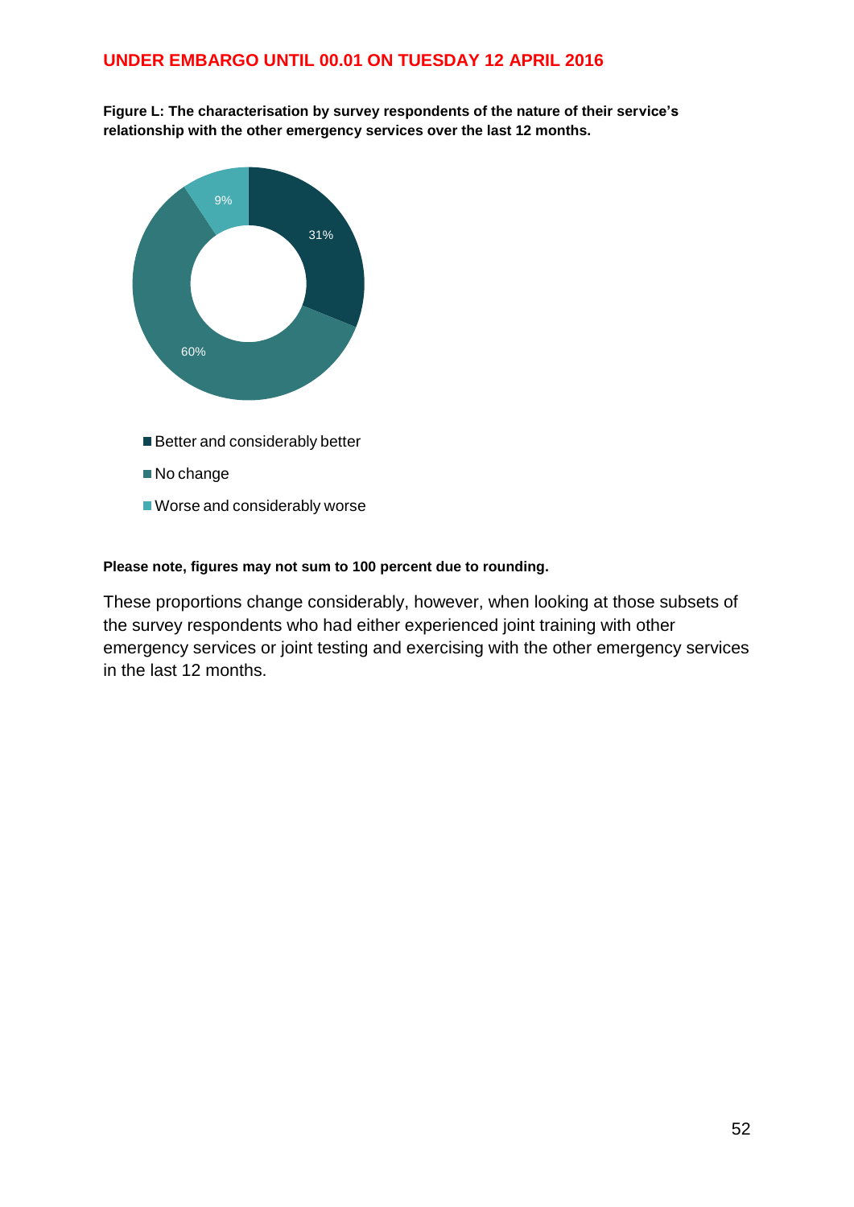**UNDER EMBARGO UNTIL 00.01 ON TUESDAY 12 APRIL 2016**

**Figure L: The characterisation by survey respondents of the nature of their service's relationship with the other emergency services over the last 12 months.**

| Category | Percentage |
|---|---|
| Better and considerably better | 31% |
| No change | 60% |
| Worse and considerably worse | 9% |

**Please note, figures may not sum to 100 percent due to rounding.**

These proportions change considerably, however, when looking at those subsets of the survey respondents who had either experienced joint training with other emergency services or joint testing and exercising with the other emergency services in the last 12 months.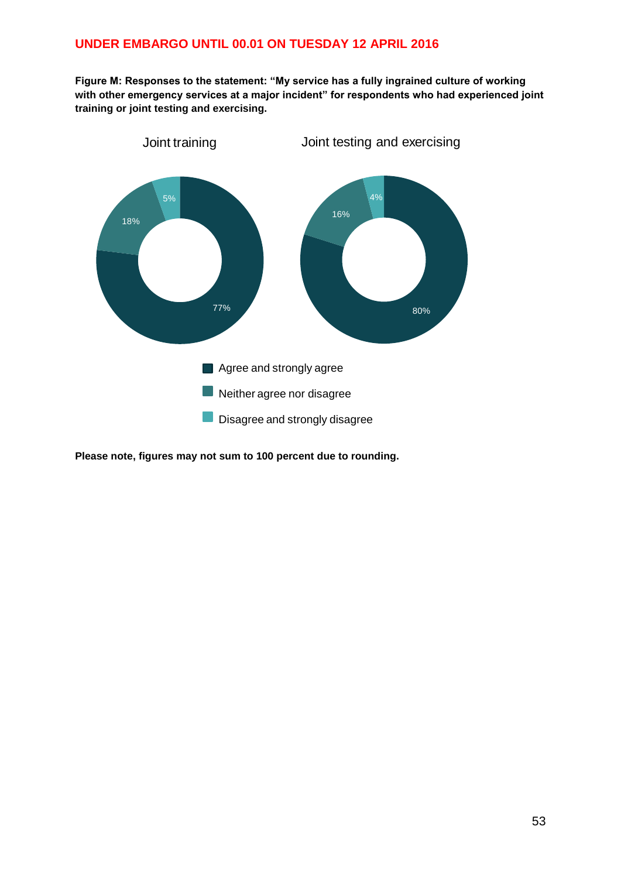**UNDER EMBARGO UNTIL 00.01 ON TUESDAY 12 APRIL 2016**

**Figure M: Responses to the statement: "My service has a fully ingrained culture of working with other emergency services at a major incident" for respondents who had experienced joint training or joint testing and exercising.**

| | Joint training | Joint testing and exercising |
|---|---|---|
| Agree and strongly agree | 77% | 80% |
| Neither agree nor disagree | 18% | 16% |
| Disagree and strongly disagree | 5% | 4% |

**Please note, figures may not sum to 100 percent due to rounding.**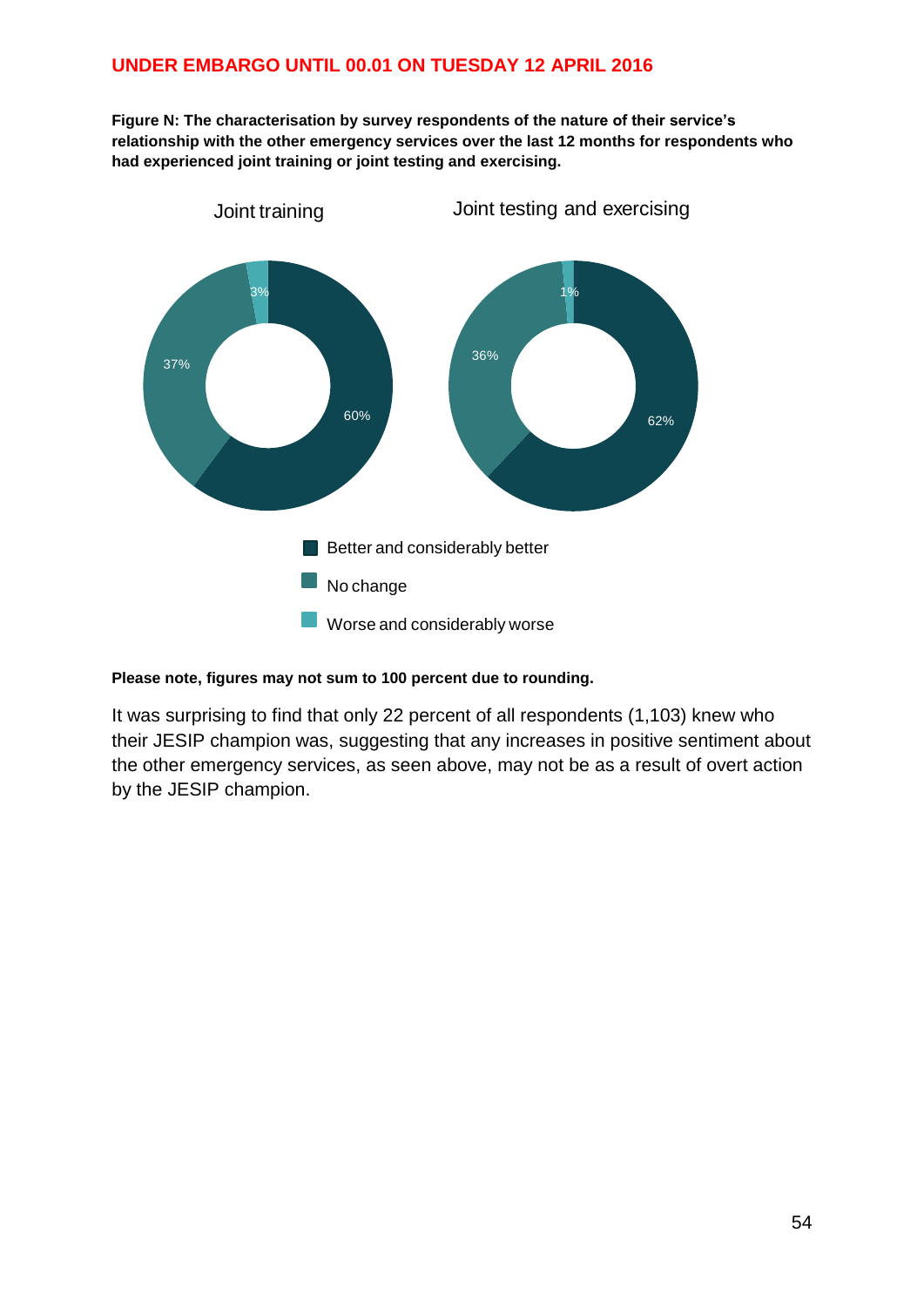UNDER EMBARGO UNTIL 00.01 ON TUESDAY 12 APRIL 2016

**Figure N: The characterisation by survey respondents of the nature of their service's relationship with the other emergency services over the last 12 months for respondents who had experienced joint training or joint testing and exercising.**

| | Joint training | Joint testing and exercising |
|---|---|---|
| Better and considerably better | 60% | 62% |
| No change | 37% | 36% |
| Worse and considerably worse | 3% | 1% |

**Please note, figures may not sum to 100 percent due to rounding.**

It was surprising to find that only 22 percent of all respondents (1,103) knew who their JESIP champion was, suggesting that any increases in positive sentiment about the other emergency services, as seen above, may not be as a result of overt action by the JESIP champion.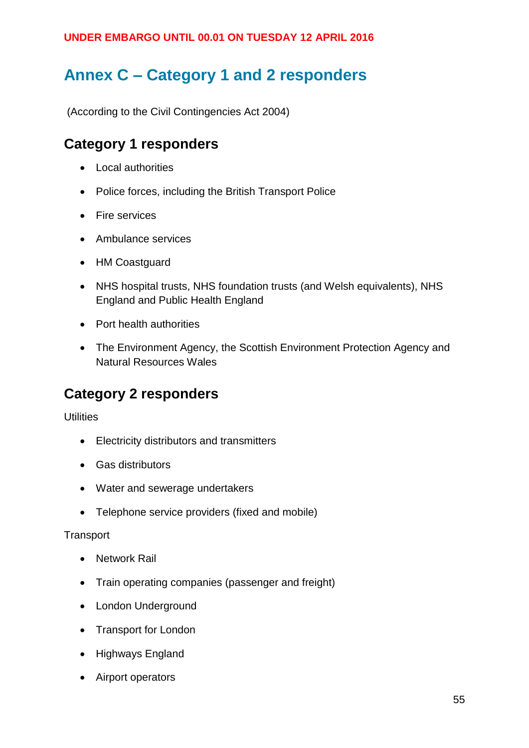UNDER EMBARGO UNTIL 00.01 ON TUESDAY 12 APRIL 2016

# Annex C – Category 1 and 2 responders

(According to the Civil Contingencies Act 2004)

## Category 1 responders

- Local authorities
- Police forces, including the British Transport Police
- Fire services
- Ambulance services
- HM Coastguard
- NHS hospital trusts, NHS foundation trusts (and Welsh equivalents), NHS England and Public Health England
- Port health authorities
- The Environment Agency, the Scottish Environment Protection Agency and Natural Resources Wales

## Category 2 responders

Utilities

- Electricity distributors and transmitters
- Gas distributors
- Water and sewerage undertakers
- Telephone service providers (fixed and mobile)

Transport

- Network Rail
- Train operating companies (passenger and freight)
- London Underground
- Transport for London
- Highways England
- Airport operators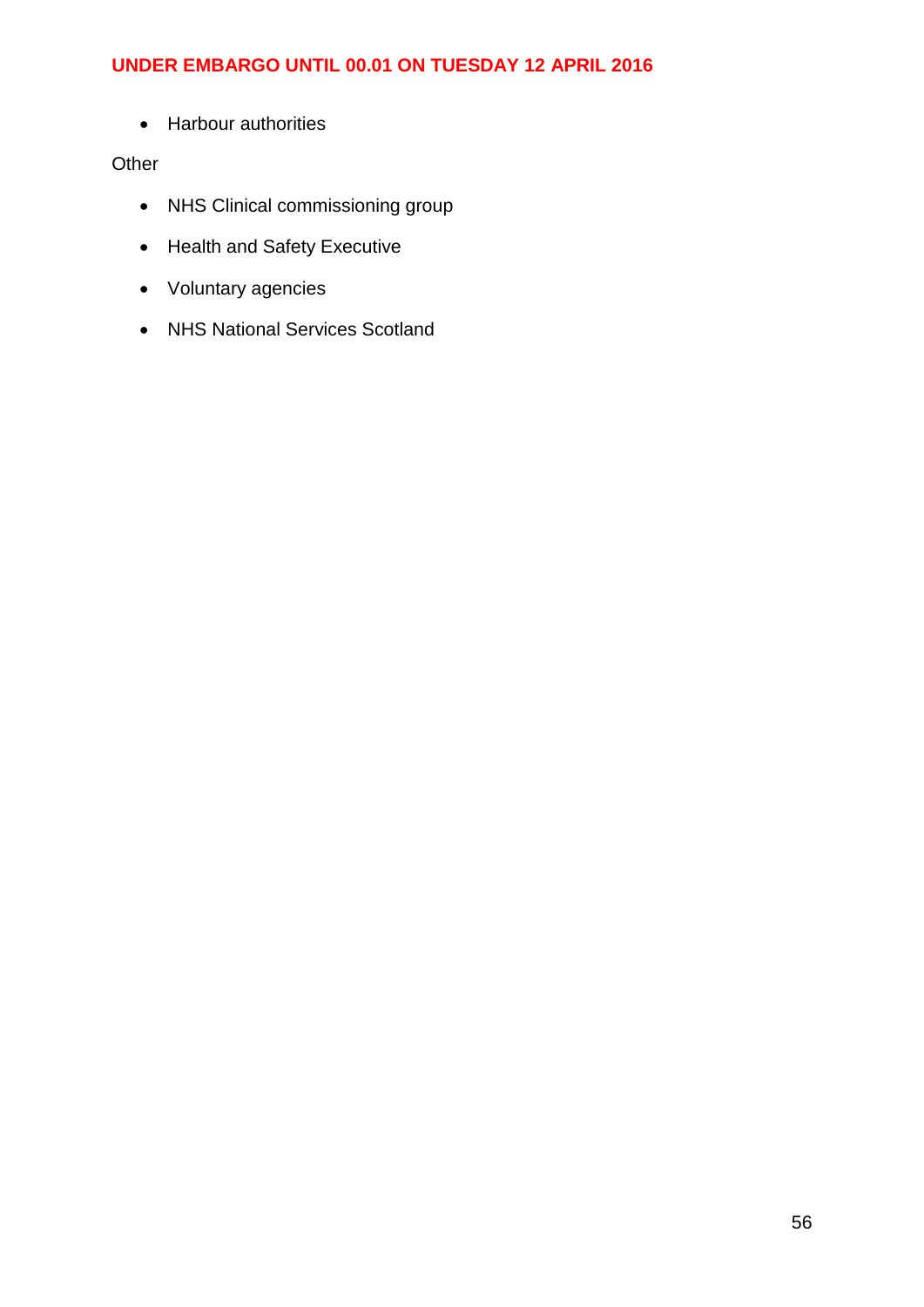- Harbour authorities

Other

- NHS Clinical commissioning group
- Health and Safety Executive
- Voluntary agencies
- NHS National Services Scotland